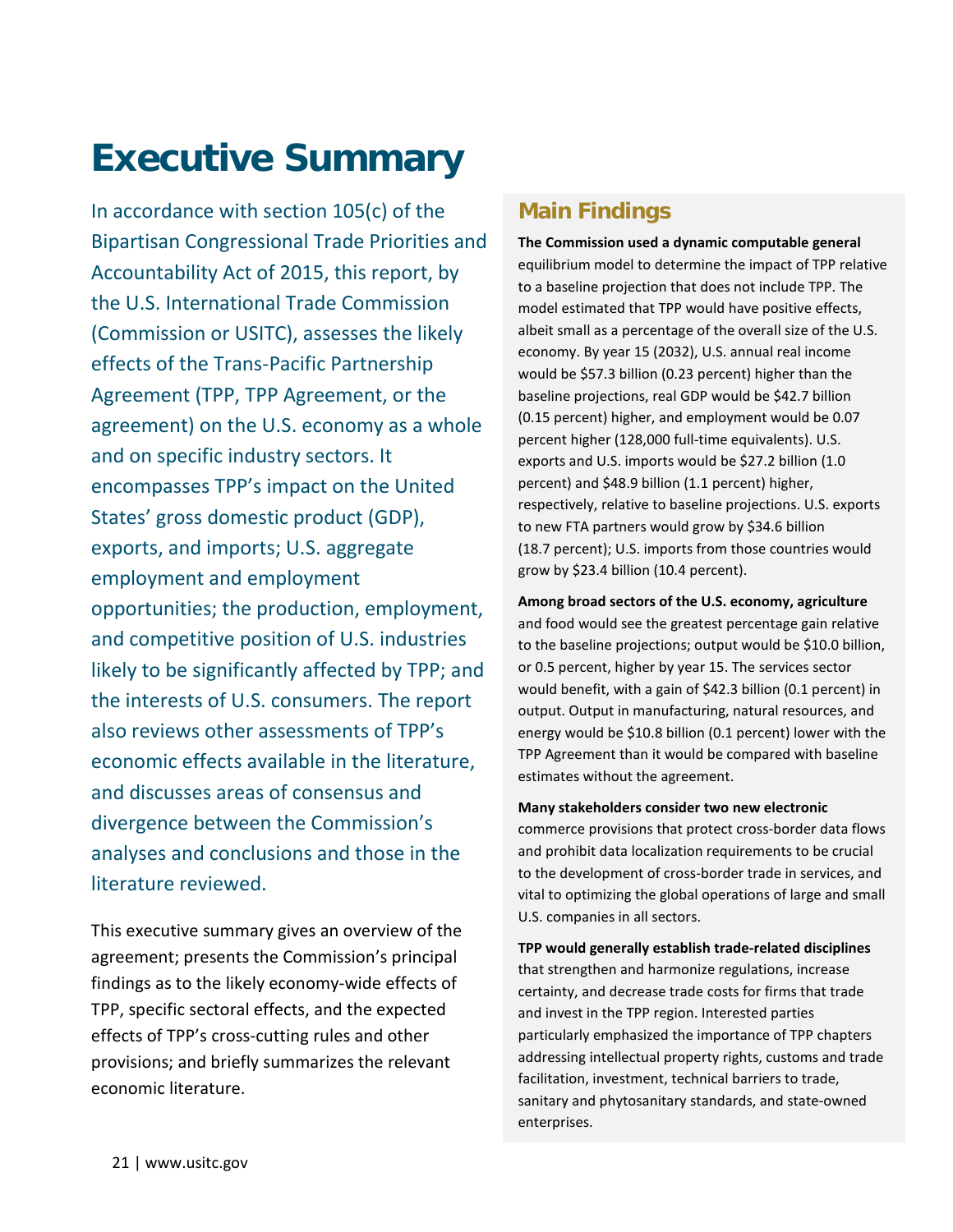# Executive Summary

In accordance with section 105(c) of the Bipartisan Congressional Trade Priorities and Accountability Act of 2015, this report, by the U.S. International Trade Commission (Commission or USITC), assesses the likely effects of the Trans-Pacific Partnership Agreement (TPP, TPP Agreement, or the agreement) on the U.S. economy as a whole and on specific industry sectors. It encompasses TPP's impact on the United States' gross domestic product (GDP), exports, and imports; U.S. aggregate employment and employment opportunities; the production, employment, and competitive position of U.S. industries likely to be significantly affected by TPP; and the interests of U.S. consumers. The report also reviews other assessments of TPP's economic effects available in the literature, and discusses areas of consensus and divergence between the Commission's analyses and conclusions and those in the literature reviewed.

This executive summary gives an overview of the agreement; presents the Commission's principal findings as to the likely economy-wide effects of TPP, specific sectoral effects, and the expected effects of TPP's cross-cutting rules and other provisions; and briefly summarizes the relevant economic literature.

## Main Findings

**The Commission used a dynamic computable general** equilibrium model to determine the impact of TPP relative to a baseline projection that does not include TPP. The model estimated that TPP would have positive effects, albeit small as a percentage of the overall size of the U.S. economy. By year 15 (2032), U.S. annual real income would be $57.3 billion (0.23 percent) higher than the baseline projections, real GDP would be $42.7 billion (0.15 percent) higher, and employment would be 0.07 percent higher (128,000 full-time equivalents). U.S. exports and U.S. imports would be $27.2 billion (1.0 percent) and $48.9 billion (1.1 percent) higher, respectively, relative to baseline projections. U.S. exports to new FTA partners would grow by $34.6 billion (18.7 percent); U.S. imports from those countries would grow by $23.4 billion (10.4 percent).

**Among broad sectors of the U.S. economy, agriculture** and food would see the greatest percentage gain relative to the baseline projections; output would be $10.0 billion, or 0.5 percent, higher by year 15. The services sector would benefit, with a gain of $42.3 billion (0.1 percent) in output. Output in manufacturing, natural resources, and energy would be $10.8 billion (0.1 percent) lower with the TPP Agreement than it would be compared with baseline estimates without the agreement.

**Many stakeholders consider two new electronic** commerce provisions that protect cross-border data flows and prohibit data localization requirements to be crucial to the development of cross-border trade in services, and vital to optimizing the global operations of large and small U.S. companies in all sectors.

**TPP would generally establish trade-related disciplines** that strengthen and harmonize regulations, increase certainty, and decrease trade costs for firms that trade and invest in the TPP region. Interested parties particularly emphasized the importance of TPP chapters addressing intellectual property rights, customs and trade facilitation, investment, technical barriers to trade, sanitary and phytosanitary standards, and state-owned enterprises.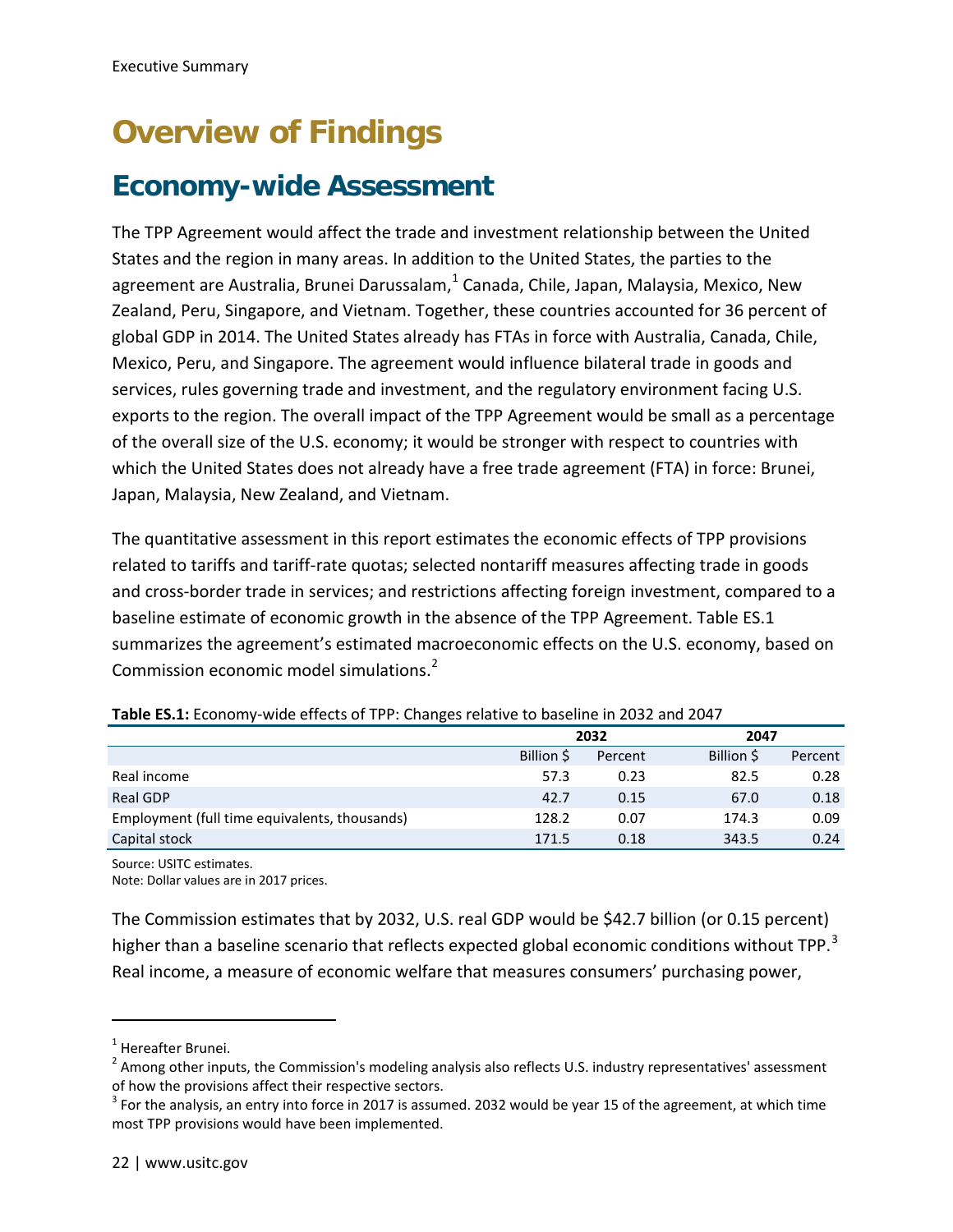# Overview of Findings

## Economy-wide Assessment

The TPP Agreement would affect the trade and investment relationship between the United States and the region in many areas. In addition to the United States, the parties to the agreement are Australia, Brunei Darussalam,[1] Canada, Chile, Japan, Malaysia, Mexico, New Zealand, Peru, Singapore, and Vietnam. Together, these countries accounted for 36 percent of global GDP in 2014. The United States already has FTAs in force with Australia, Canada, Chile, Mexico, Peru, and Singapore. The agreement would influence bilateral trade in goods and services, rules governing trade and investment, and the regulatory environment facing U.S. exports to the region. The overall impact of the TPP Agreement would be small as a percentage of the overall size of the U.S. economy; it would be stronger with respect to countries with which the United States does not already have a free trade agreement (FTA) in force: Brunei, Japan, Malaysia, New Zealand, and Vietnam.

The quantitative assessment in this report estimates the economic effects of TPP provisions related to tariffs and tariff-rate quotas; selected nontariff measures affecting trade in goods and cross-border trade in services; and restrictions affecting foreign investment, compared to a baseline estimate of economic growth in the absence of the TPP Agreement. Table ES.1 summarizes the agreement's estimated macroeconomic effects on the U.S. economy, based on Commission economic model simulations.[2]

**Table ES.1:** Economy-wide effects of TPP: Changes relative to baseline in 2032 and 2047

| | 2032 | | 2047 | |
|---|---|---|---|---|
| | Billion $ | Percent | Billion $ | Percent |
| Real income | 57.3 | 0.23 | 82.5 | 0.28 |
| Real GDP | 42.7 | 0.15 | 67.0 | 0.18 |
| Employment (full time equivalents, thousands) | 128.2 | 0.07 | 174.3 | 0.09 |
| Capital stock | 171.5 | 0.18 | 343.5 | 0.24 |

Source: USITC estimates.
Note: Dollar values are in 2017 prices.

The Commission estimates that by 2032, U.S. real GDP would be $42.7 billion (or 0.15 percent) higher than a baseline scenario that reflects expected global economic conditions without TPP.[3] Real income, a measure of economic welfare that measures consumers' purchasing power,

[1] Hereafter Brunei.
[2] Among other inputs, the Commission's modeling analysis also reflects U.S. industry representatives' assessment of how the provisions affect their respective sectors.
[3] For the analysis, an entry into force in 2017 is assumed. 2032 would be year 15 of the agreement, at which time most TPP provisions would have been implemented.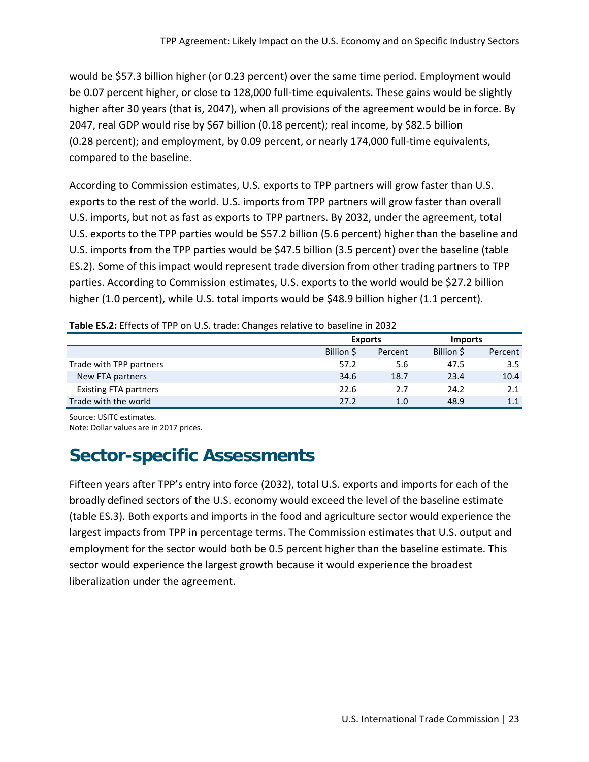would be $57.3 billion higher (or 0.23 percent) over the same time period. Employment would be 0.07 percent higher, or close to 128,000 full-time equivalents. These gains would be slightly higher after 30 years (that is, 2047), when all provisions of the agreement would be in force. By 2047, real GDP would rise by $67 billion (0.18 percent); real income, by $82.5 billion (0.28 percent); and employment, by 0.09 percent, or nearly 174,000 full-time equivalents, compared to the baseline.

According to Commission estimates, U.S. exports to TPP partners will grow faster than U.S. exports to the rest of the world. U.S. imports from TPP partners will grow faster than overall U.S. imports, but not as fast as exports to TPP partners. By 2032, under the agreement, total U.S. exports to the TPP parties would be $57.2 billion (5.6 percent) higher than the baseline and U.S. imports from the TPP parties would be $47.5 billion (3.5 percent) over the baseline (table ES.2). Some of this impact would represent trade diversion from other trading partners to TPP parties. According to Commission estimates, U.S. exports to the world would be $27.2 billion higher (1.0 percent), while U.S. total imports would be $48.9 billion higher (1.1 percent).

**Table ES.2:** Effects of TPP on U.S. trade: Changes relative to baseline in 2032

| | Exports | | Imports | |
|---|---|---|---|---|
| | Billion $ | Percent | Billion $ | Percent |
| Trade with TPP partners | 57.2 | 5.6 | 47.5 | 3.5 |
| New FTA partners | 34.6 | 18.7 | 23.4 | 10.4 |
| Existing FTA partners | 22.6 | 2.7 | 24.2 | 2.1 |
| Trade with the world | 27.2 | 1.0 | 48.9 | 1.1 |

Source: USITC estimates.
Note: Dollar values are in 2017 prices.

## Sector-specific Assessments

Fifteen years after TPP's entry into force (2032), total U.S. exports and imports for each of the broadly defined sectors of the U.S. economy would exceed the level of the baseline estimate (table ES.3). Both exports and imports in the food and agriculture sector would experience the largest impacts from TPP in percentage terms. The Commission estimates that U.S. output and employment for the sector would both be 0.5 percent higher than the baseline estimate. This sector would experience the largest growth because it would experience the broadest liberalization under the agreement.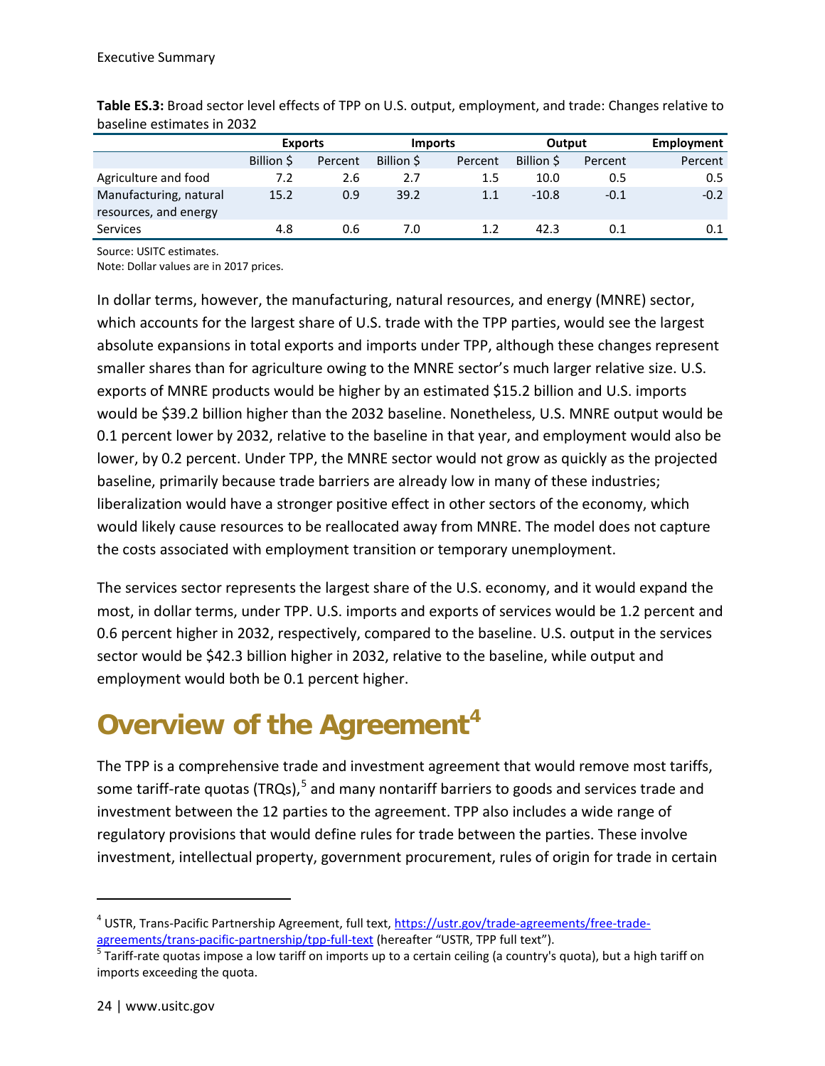**Table ES.3:** Broad sector level effects of TPP on U.S. output, employment, and trade: Changes relative to baseline estimates in 2032

| | Exports | | Imports | | Output | | Employment |
|---|---|---|---|---|---|---|---|
| | Billion $ | Percent | Billion $ | Percent | Billion $ | Percent | Percent |
| Agriculture and food | 7.2 | 2.6 | 2.7 | 1.5 | 10.0 | 0.5 | 0.5 |
| Manufacturing, natural resources, and energy | 15.2 | 0.9 | 39.2 | 1.1 | -10.8 | -0.1 | -0.2 |
| Services | 4.8 | 0.6 | 7.0 | 1.2 | 42.3 | 0.1 | 0.1 |

Source: USITC estimates.
Note: Dollar values are in 2017 prices.

In dollar terms, however, the manufacturing, natural resources, and energy (MNRE) sector, which accounts for the largest share of U.S. trade with the TPP parties, would see the largest absolute expansions in total exports and imports under TPP, although these changes represent smaller shares than for agriculture owing to the MNRE sector's much larger relative size. U.S. exports of MNRE products would be higher by an estimated $15.2 billion and U.S. imports would be $39.2 billion higher than the 2032 baseline. Nonetheless, U.S. MNRE output would be 0.1 percent lower by 2032, relative to the baseline in that year, and employment would also be lower, by 0.2 percent. Under TPP, the MNRE sector would not grow as quickly as the projected baseline, primarily because trade barriers are already low in many of these industries; liberalization would have a stronger positive effect in other sectors of the economy, which would likely cause resources to be reallocated away from MNRE. The model does not capture the costs associated with employment transition or temporary unemployment.

The services sector represents the largest share of the U.S. economy, and it would expand the most, in dollar terms, under TPP. U.S. imports and exports of services would be 1.2 percent and 0.6 percent higher in 2032, respectively, compared to the baseline. U.S. output in the services sector would be $42.3 billion higher in 2032, relative to the baseline, while output and employment would both be 0.1 percent higher.

# Overview of the Agreement[4]

The TPP is a comprehensive trade and investment agreement that would remove most tariffs, some tariff-rate quotas (TRQs),[5] and many nontariff barriers to goods and services trade and investment between the 12 parties to the agreement. TPP also includes a wide range of regulatory provisions that would define rules for trade between the parties. These involve investment, intellectual property, government procurement, rules of origin for trade in certain

---

[4] USTR, Trans-Pacific Partnership Agreement, full text, https://ustr.gov/trade-agreements/free-trade-agreements/trans-pacific-partnership/tpp-full-text (hereafter "USTR, TPP full text").

[5] Tariff-rate quotas impose a low tariff on imports up to a certain ceiling (a country's quota), but a high tariff on imports exceeding the quota.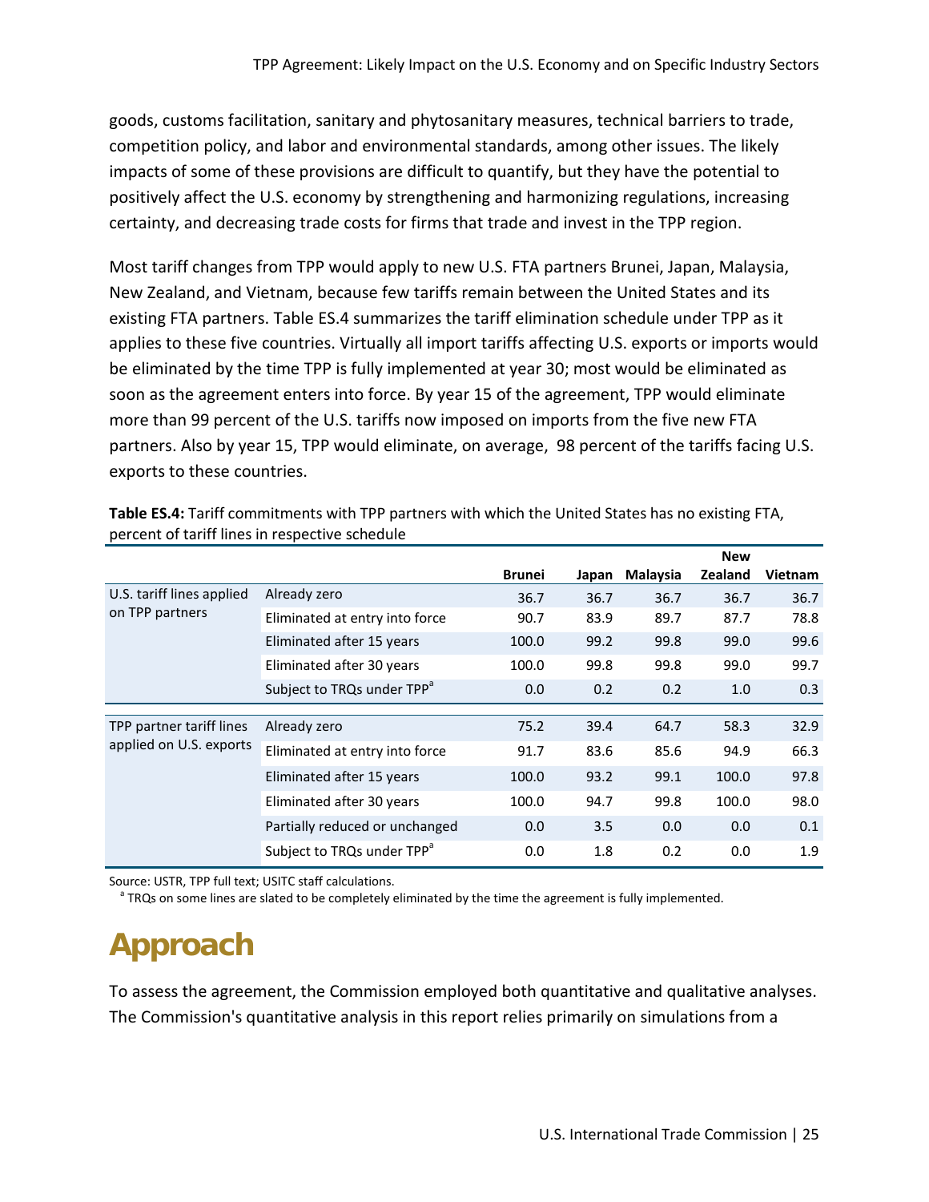goods, customs facilitation, sanitary and phytosanitary measures, technical barriers to trade, competition policy, and labor and environmental standards, among other issues. The likely impacts of some of these provisions are difficult to quantify, but they have the potential to positively affect the U.S. economy by strengthening and harmonizing regulations, increasing certainty, and decreasing trade costs for firms that trade and invest in the TPP region.

Most tariff changes from TPP would apply to new U.S. FTA partners Brunei, Japan, Malaysia, New Zealand, and Vietnam, because few tariffs remain between the United States and its existing FTA partners. Table ES.4 summarizes the tariff elimination schedule under TPP as it applies to these five countries. Virtually all import tariffs affecting U.S. exports or imports would be eliminated by the time TPP is fully implemented at year 30; most would be eliminated as soon as the agreement enters into force. By year 15 of the agreement, TPP would eliminate more than 99 percent of the U.S. tariffs now imposed on imports from the five new FTA partners. Also by year 15, TPP would eliminate, on average, 98 percent of the tariffs facing U.S. exports to these countries.

**Table ES.4:** Tariff commitments with TPP partners with which the United States has no existing FTA, percent of tariff lines in respective schedule

| | | Brunei | Japan | Malaysia | New Zealand | Vietnam |
|---|---|---|---|---|---|---|
| U.S. tariff lines applied on TPP partners | Already zero | 36.7 | 36.7 | 36.7 | 36.7 | 36.7 |
| | Eliminated at entry into force | 90.7 | 83.9 | 89.7 | 87.7 | 78.8 |
| | Eliminated after 15 years | 100.0 | 99.2 | 99.8 | 99.0 | 99.6 |
| | Eliminated after 30 years | 100.0 | 99.8 | 99.8 | 99.0 | 99.7 |
| | Subject to TRQs under TPP[a] | 0.0 | 0.2 | 0.2 | 1.0 | 0.3 |
| TPP partner tariff lines applied on U.S. exports | Already zero | 75.2 | 39.4 | 64.7 | 58.3 | 32.9 |
| | Eliminated at entry into force | 91.7 | 83.6 | 85.6 | 94.9 | 66.3 |
| | Eliminated after 15 years | 100.0 | 93.2 | 99.1 | 100.0 | 97.8 |
| | Eliminated after 30 years | 100.0 | 94.7 | 99.8 | 100.0 | 98.0 |
| | Partially reduced or unchanged | 0.0 | 3.5 | 0.0 | 0.0 | 0.1 |
| | Subject to TRQs under TPP[a] | 0.0 | 1.8 | 0.2 | 0.0 | 1.9 |

Source: USTR, TPP full text; USITC staff calculations.
[a] TRQs on some lines are slated to be completely eliminated by the time the agreement is fully implemented.

# Approach

To assess the agreement, the Commission employed both quantitative and qualitative analyses. The Commission's quantitative analysis in this report relies primarily on simulations from a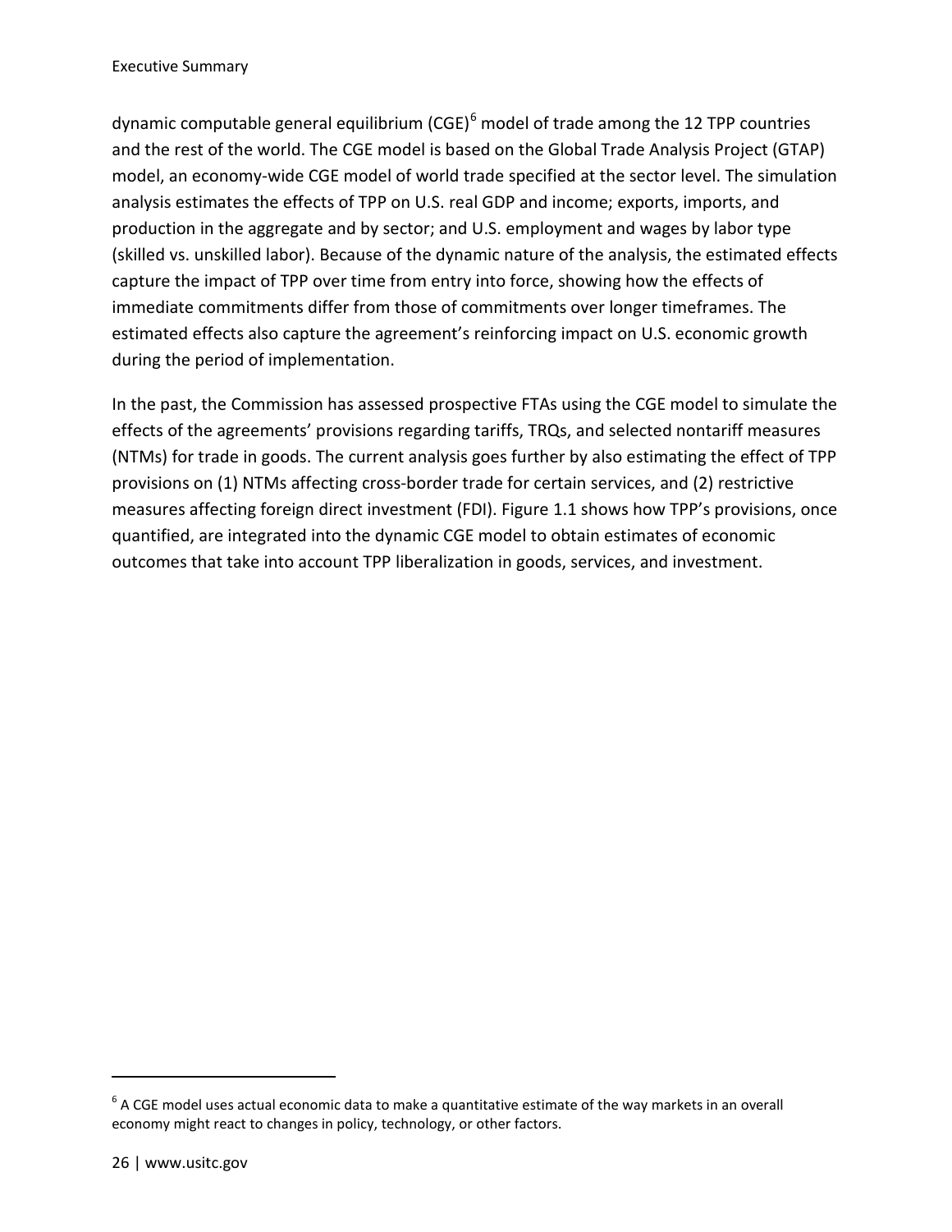dynamic computable general equilibrium (CGE)[6] model of trade among the 12 TPP countries and the rest of the world. The CGE model is based on the Global Trade Analysis Project (GTAP) model, an economy-wide CGE model of world trade specified at the sector level. The simulation analysis estimates the effects of TPP on U.S. real GDP and income; exports, imports, and production in the aggregate and by sector; and U.S. employment and wages by labor type (skilled vs. unskilled labor). Because of the dynamic nature of the analysis, the estimated effects capture the impact of TPP over time from entry into force, showing how the effects of immediate commitments differ from those of commitments over longer timeframes. The estimated effects also capture the agreement's reinforcing impact on U.S. economic growth during the period of implementation.

In the past, the Commission has assessed prospective FTAs using the CGE model to simulate the effects of the agreements' provisions regarding tariffs, TRQs, and selected nontariff measures (NTMs) for trade in goods. The current analysis goes further by also estimating the effect of TPP provisions on (1) NTMs affecting cross-border trade for certain services, and (2) restrictive measures affecting foreign direct investment (FDI). Figure 1.1 shows how TPP's provisions, once quantified, are integrated into the dynamic CGE model to obtain estimates of economic outcomes that take into account TPP liberalization in goods, services, and investment.

[6] A CGE model uses actual economic data to make a quantitative estimate of the way markets in an overall economy might react to changes in policy, technology, or other factors.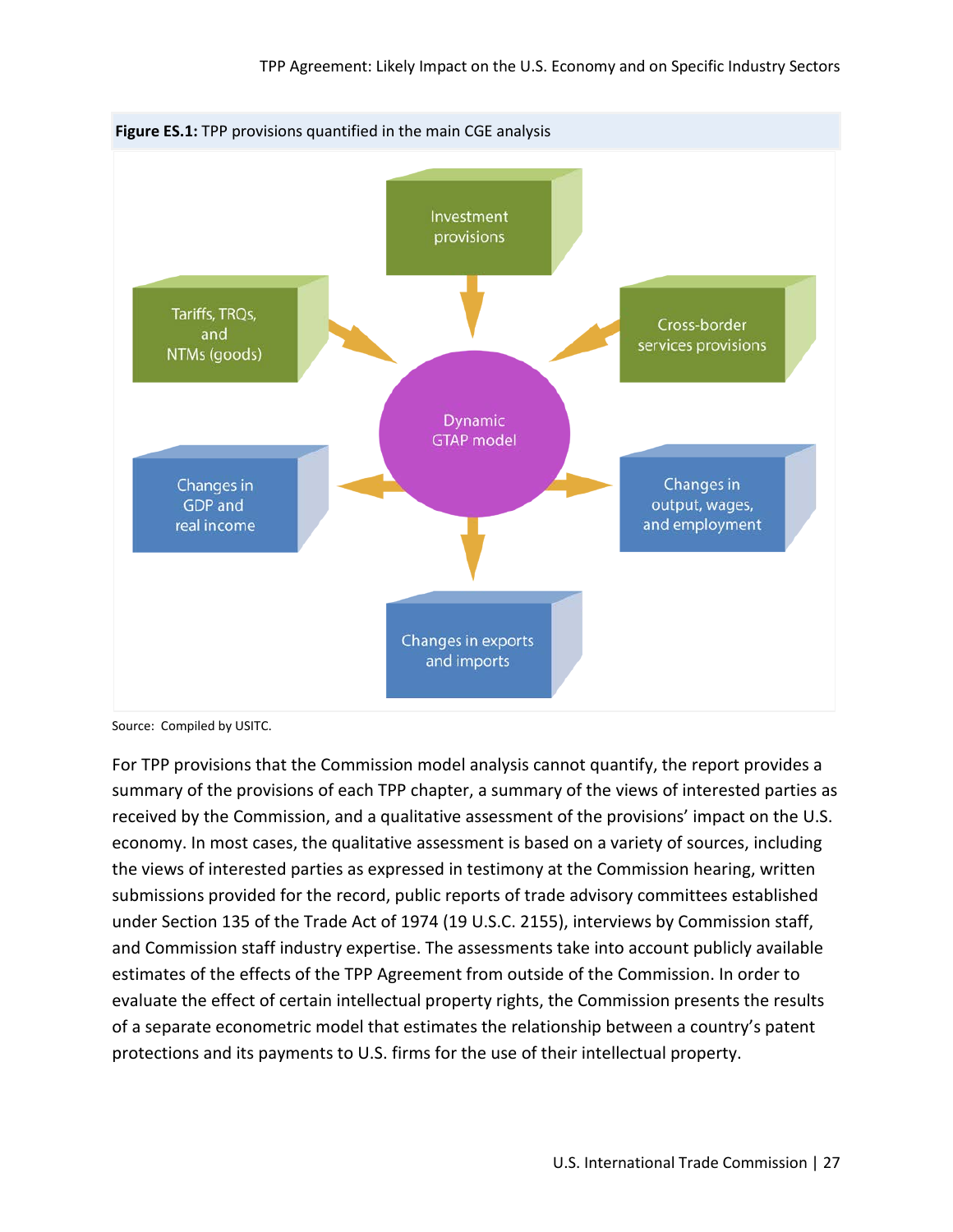**Figure ES.1:** TPP provisions quantified in the main CGE analysis

Investment provisions

Tariffs, TRQs, and NTMs (goods)

Cross-border services provisions

Dynamic GTAP model

Changes in GDP and real income

Changes in output, wages, and employment

Changes in exports and imports

Source: Compiled by USITC.

For TPP provisions that the Commission model analysis cannot quantify, the report provides a summary of the provisions of each TPP chapter, a summary of the views of interested parties as received by the Commission, and a qualitative assessment of the provisions' impact on the U.S. economy. In most cases, the qualitative assessment is based on a variety of sources, including the views of interested parties as expressed in testimony at the Commission hearing, written submissions provided for the record, public reports of trade advisory committees established under Section 135 of the Trade Act of 1974 (19 U.S.C. 2155), interviews by Commission staff, and Commission staff industry expertise. The assessments take into account publicly available estimates of the effects of the TPP Agreement from outside of the Commission. In order to evaluate the effect of certain intellectual property rights, the Commission presents the results of a separate econometric model that estimates the relationship between a country's patent protections and its payments to U.S. firms for the use of their intellectual property.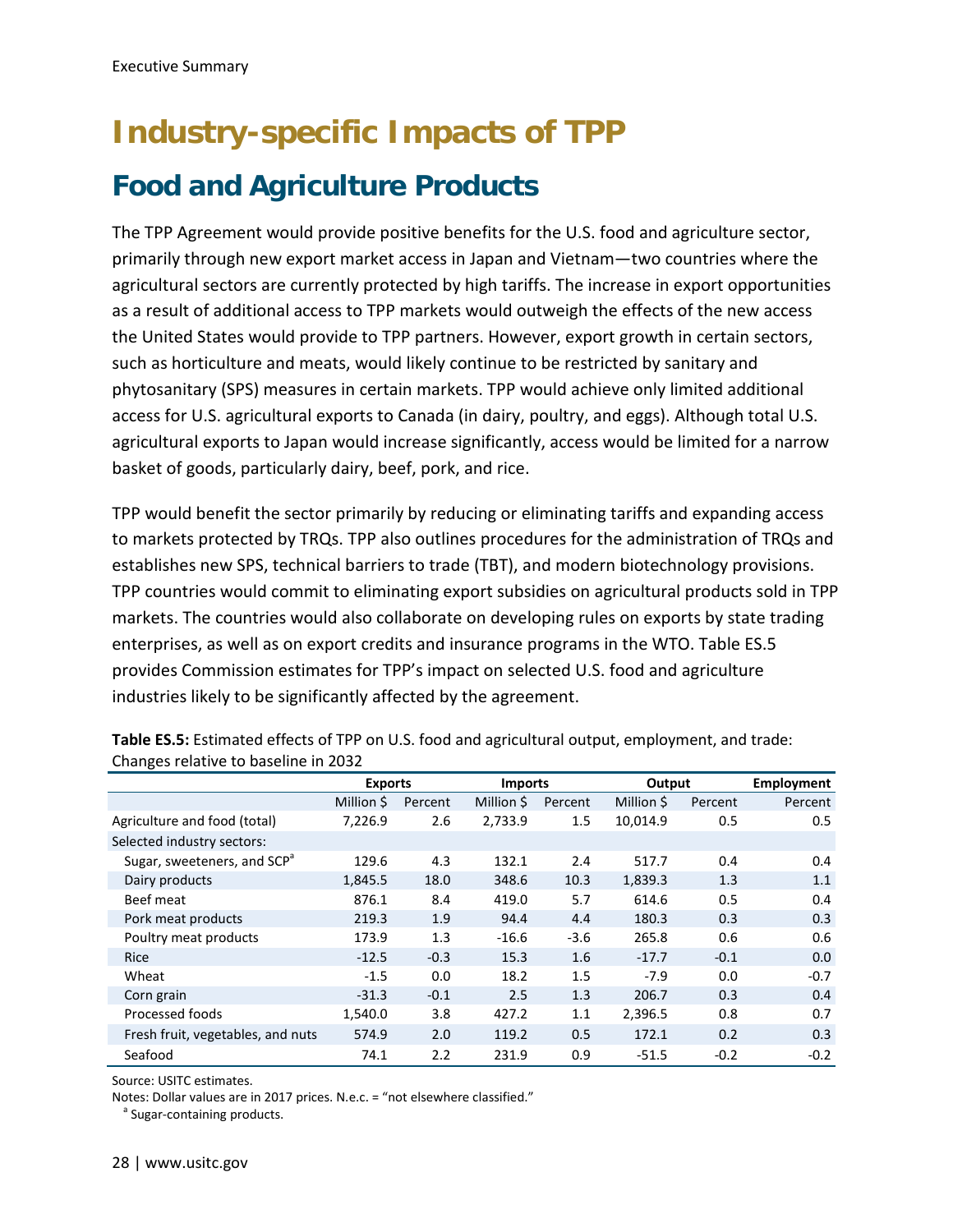# Industry-specific Impacts of TPP

## Food and Agriculture Products

The TPP Agreement would provide positive benefits for the U.S. food and agriculture sector, primarily through new export market access in Japan and Vietnam—two countries where the agricultural sectors are currently protected by high tariffs. The increase in export opportunities as a result of additional access to TPP markets would outweigh the effects of the new access the United States would provide to TPP partners. However, export growth in certain sectors, such as horticulture and meats, would likely continue to be restricted by sanitary and phytosanitary (SPS) measures in certain markets. TPP would achieve only limited additional access for U.S. agricultural exports to Canada (in dairy, poultry, and eggs). Although total U.S. agricultural exports to Japan would increase significantly, access would be limited for a narrow basket of goods, particularly dairy, beef, pork, and rice.

TPP would benefit the sector primarily by reducing or eliminating tariffs and expanding access to markets protected by TRQs. TPP also outlines procedures for the administration of TRQs and establishes new SPS, technical barriers to trade (TBT), and modern biotechnology provisions. TPP countries would commit to eliminating export subsidies on agricultural products sold in TPP markets. The countries would also collaborate on developing rules on exports by state trading enterprises, as well as on export credits and insurance programs in the WTO. Table ES.5 provides Commission estimates for TPP's impact on selected U.S. food and agriculture industries likely to be significantly affected by the agreement.

**Table ES.5:** Estimated effects of TPP on U.S. food and agricultural output, employment, and trade: Changes relative to baseline in 2032

| | Exports | | Imports | | Output | | Employment |
|---|---|---|---|---|---|---|---|
| | Million $ | Percent | Million $ | Percent | Million $ | Percent | Percent |
| Agriculture and food (total) | 7,226.9 | 2.6 | 2,733.9 | 1.5 | 10,014.9 | 0.5 | 0.5 |
| Selected industry sectors: | | | | | | | |
| Sugar, sweeteners, and SCP[a] | 129.6 | 4.3 | 132.1 | 2.4 | 517.7 | 0.4 | 0.4 |
| Dairy products | 1,845.5 | 18.0 | 348.6 | 10.3 | 1,839.3 | 1.3 | 1.1 |
| Beef meat | 876.1 | 8.4 | 419.0 | 5.7 | 614.6 | 0.5 | 0.4 |
| Pork meat products | 219.3 | 1.9 | 94.4 | 4.4 | 180.3 | 0.3 | 0.3 |
| Poultry meat products | 173.9 | 1.3 | -16.6 | -3.6 | 265.8 | 0.6 | 0.6 |
| Rice | -12.5 | -0.3 | 15.3 | 1.6 | -17.7 | -0.1 | 0.0 |
| Wheat | -1.5 | 0.0 | 18.2 | 1.5 | -7.9 | 0.0 | -0.7 |
| Corn grain | -31.3 | -0.1 | 2.5 | 1.3 | 206.7 | 0.3 | 0.4 |
| Processed foods | 1,540.0 | 3.8 | 427.2 | 1.1 | 2,396.5 | 0.8 | 0.7 |
| Fresh fruit, vegetables, and nuts | 574.9 | 2.0 | 119.2 | 0.5 | 172.1 | 0.2 | 0.3 |
| Seafood | 74.1 | 2.2 | 231.9 | 0.9 | -51.5 | -0.2 | -0.2 |

Source: USITC estimates.

Notes: Dollar values are in 2017 prices. N.e.c. = "not elsewhere classified."

[a] Sugar-containing products.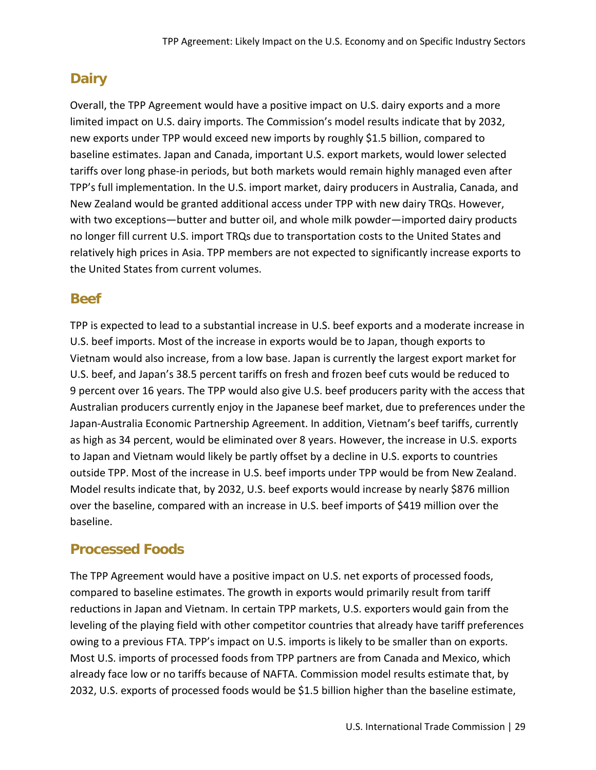## Dairy

Overall, the TPP Agreement would have a positive impact on U.S. dairy exports and a more limited impact on U.S. dairy imports. The Commission's model results indicate that by 2032, new exports under TPP would exceed new imports by roughly $1.5 billion, compared to baseline estimates. Japan and Canada, important U.S. export markets, would lower selected tariffs over long phase-in periods, but both markets would remain highly managed even after TPP's full implementation. In the U.S. import market, dairy producers in Australia, Canada, and New Zealand would be granted additional access under TPP with new dairy TRQs. However, with two exceptions—butter and butter oil, and whole milk powder—imported dairy products no longer fill current U.S. import TRQs due to transportation costs to the United States and relatively high prices in Asia. TPP members are not expected to significantly increase exports to the United States from current volumes.

## Beef

TPP is expected to lead to a substantial increase in U.S. beef exports and a moderate increase in U.S. beef imports. Most of the increase in exports would be to Japan, though exports to Vietnam would also increase, from a low base. Japan is currently the largest export market for U.S. beef, and Japan's 38.5 percent tariffs on fresh and frozen beef cuts would be reduced to 9 percent over 16 years. The TPP would also give U.S. beef producers parity with the access that Australian producers currently enjoy in the Japanese beef market, due to preferences under the Japan-Australia Economic Partnership Agreement. In addition, Vietnam's beef tariffs, currently as high as 34 percent, would be eliminated over 8 years. However, the increase in U.S. exports to Japan and Vietnam would likely be partly offset by a decline in U.S. exports to countries outside TPP. Most of the increase in U.S. beef imports under TPP would be from New Zealand. Model results indicate that, by 2032, U.S. beef exports would increase by nearly $876 million over the baseline, compared with an increase in U.S. beef imports of $419 million over the baseline.

## Processed Foods

The TPP Agreement would have a positive impact on U.S. net exports of processed foods, compared to baseline estimates. The growth in exports would primarily result from tariff reductions in Japan and Vietnam. In certain TPP markets, U.S. exporters would gain from the leveling of the playing field with other competitor countries that already have tariff preferences owing to a previous FTA. TPP's impact on U.S. imports is likely to be smaller than on exports. Most U.S. imports of processed foods from TPP partners are from Canada and Mexico, which already face low or no tariffs because of NAFTA. Commission model results estimate that, by 2032, U.S. exports of processed foods would be $1.5 billion higher than the baseline estimate,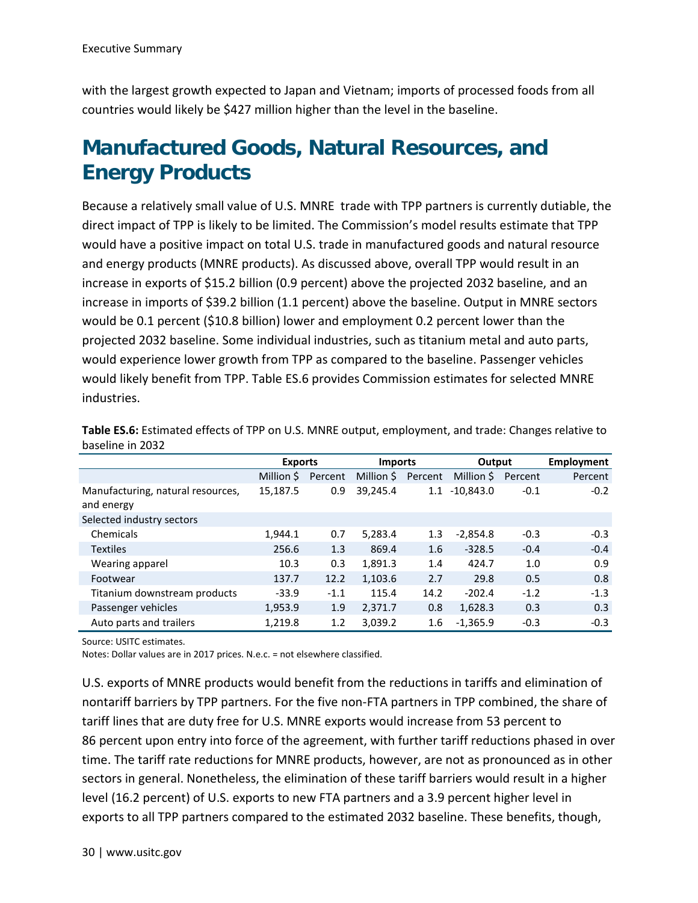with the largest growth expected to Japan and Vietnam; imports of processed foods from all countries would likely be $427 million higher than the level in the baseline.

## Manufactured Goods, Natural Resources, and Energy Products

Because a relatively small value of U.S. MNRE trade with TPP partners is currently dutiable, the direct impact of TPP is likely to be limited. The Commission's model results estimate that TPP would have a positive impact on total U.S. trade in manufactured goods and natural resource and energy products (MNRE products). As discussed above, overall TPP would result in an increase in exports of $15.2 billion (0.9 percent) above the projected 2032 baseline, and an increase in imports of $39.2 billion (1.1 percent) above the baseline. Output in MNRE sectors would be 0.1 percent ($10.8 billion) lower and employment 0.2 percent lower than the projected 2032 baseline. Some individual industries, such as titanium metal and auto parts, would experience lower growth from TPP as compared to the baseline. Passenger vehicles would likely benefit from TPP. Table ES.6 provides Commission estimates for selected MNRE industries.

**Table ES.6:** Estimated effects of TPP on U.S. MNRE output, employment, and trade: Changes relative to baseline in 2032

| | Exports | | Imports | | Output | | Employment |
|---|---|---|---|---|---|---|---|
| | Million $ | Percent | Million $ | Percent | Million $ | Percent | Percent |
| Manufacturing, natural resources, and energy | 15,187.5 | 0.9 | 39,245.4 | 1.1 | -10,843.0 | -0.1 | -0.2 |
| Selected industry sectors | | | | | | | |
| Chemicals | 1,944.1 | 0.7 | 5,283.4 | 1.3 | -2,854.8 | -0.3 | -0.3 |
| Textiles | 256.6 | 1.3 | 869.4 | 1.6 | -328.5 | -0.4 | -0.4 |
| Wearing apparel | 10.3 | 0.3 | 1,891.3 | 1.4 | 424.7 | 1.0 | 0.9 |
| Footwear | 137.7 | 12.2 | 1,103.6 | 2.7 | 29.8 | 0.5 | 0.8 |
| Titanium downstream products | -33.9 | -1.1 | 115.4 | 14.2 | -202.4 | -1.2 | -1.3 |
| Passenger vehicles | 1,953.9 | 1.9 | 2,371.7 | 0.8 | 1,628.3 | 0.3 | 0.3 |
| Auto parts and trailers | 1,219.8 | 1.2 | 3,039.2 | 1.6 | -1,365.9 | -0.3 | -0.3 |

Source: USITC estimates.
Notes: Dollar values are in 2017 prices. N.e.c. = not elsewhere classified.

U.S. exports of MNRE products would benefit from the reductions in tariffs and elimination of nontariff barriers by TPP partners. For the five non-FTA partners in TPP combined, the share of tariff lines that are duty free for U.S. MNRE exports would increase from 53 percent to 86 percent upon entry into force of the agreement, with further tariff reductions phased in over time. The tariff rate reductions for MNRE products, however, are not as pronounced as in other sectors in general. Nonetheless, the elimination of these tariff barriers would result in a higher level (16.2 percent) of U.S. exports to new FTA partners and a 3.9 percent higher level in exports to all TPP partners compared to the estimated 2032 baseline. These benefits, though,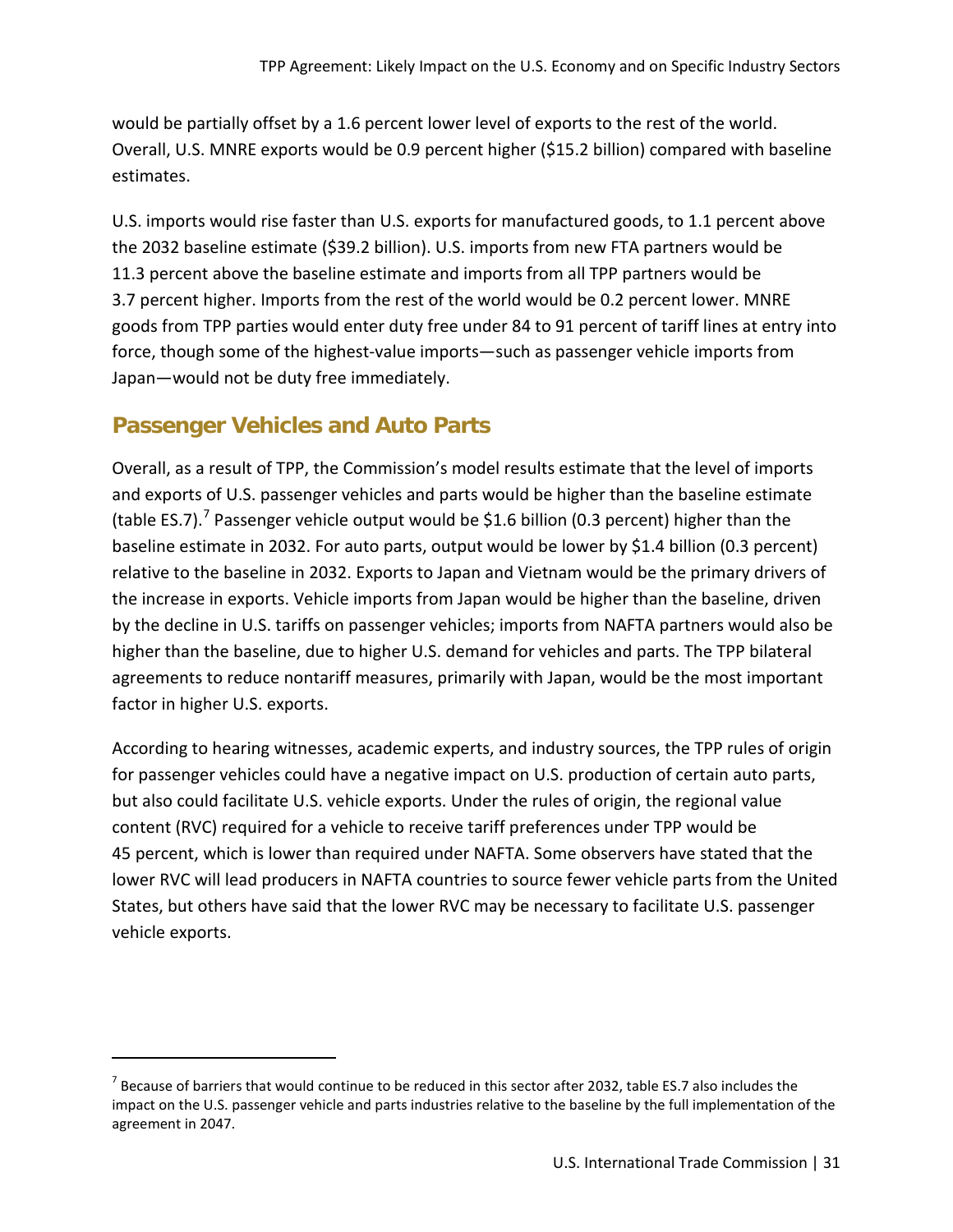would be partially offset by a 1.6 percent lower level of exports to the rest of the world. Overall, U.S. MNRE exports would be 0.9 percent higher ($15.2 billion) compared with baseline estimates.

U.S. imports would rise faster than U.S. exports for manufactured goods, to 1.1 percent above the 2032 baseline estimate ($39.2 billion). U.S. imports from new FTA partners would be 11.3 percent above the baseline estimate and imports from all TPP partners would be 3.7 percent higher. Imports from the rest of the world would be 0.2 percent lower. MNRE goods from TPP parties would enter duty free under 84 to 91 percent of tariff lines at entry into force, though some of the highest-value imports—such as passenger vehicle imports from Japan—would not be duty free immediately.

## Passenger Vehicles and Auto Parts

Overall, as a result of TPP, the Commission's model results estimate that the level of imports and exports of U.S. passenger vehicles and parts would be higher than the baseline estimate (table ES.7).[7] Passenger vehicle output would be $1.6 billion (0.3 percent) higher than the baseline estimate in 2032. For auto parts, output would be lower by $1.4 billion (0.3 percent) relative to the baseline in 2032. Exports to Japan and Vietnam would be the primary drivers of the increase in exports. Vehicle imports from Japan would be higher than the baseline, driven by the decline in U.S. tariffs on passenger vehicles; imports from NAFTA partners would also be higher than the baseline, due to higher U.S. demand for vehicles and parts. The TPP bilateral agreements to reduce nontariff measures, primarily with Japan, would be the most important factor in higher U.S. exports.

According to hearing witnesses, academic experts, and industry sources, the TPP rules of origin for passenger vehicles could have a negative impact on U.S. production of certain auto parts, but also could facilitate U.S. vehicle exports. Under the rules of origin, the regional value content (RVC) required for a vehicle to receive tariff preferences under TPP would be 45 percent, which is lower than required under NAFTA. Some observers have stated that the lower RVC will lead producers in NAFTA countries to source fewer vehicle parts from the United States, but others have said that the lower RVC may be necessary to facilitate U.S. passenger vehicle exports.

[7] Because of barriers that would continue to be reduced in this sector after 2032, table ES.7 also includes the impact on the U.S. passenger vehicle and parts industries relative to the baseline by the full implementation of the agreement in 2047.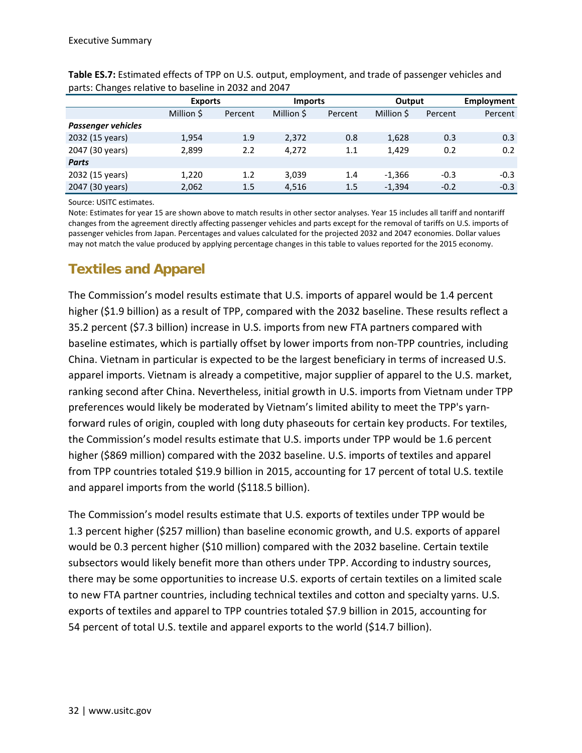**Table ES.7:** Estimated effects of TPP on U.S. output, employment, and trade of passenger vehicles and parts: Changes relative to baseline in 2032 and 2047

| | Exports | | Imports | | Output | | Employment |
|---|---|---|---|---|---|---|---|
| | Million $ | Percent | Million $ | Percent | Million $ | Percent | Percent |
| ***Passenger vehicles*** | | | | | | | |
| 2032 (15 years) | 1,954 | 1.9 | 2,372 | 0.8 | 1,628 | 0.3 | 0.3 |
| 2047 (30 years) | 2,899 | 2.2 | 4,272 | 1.1 | 1,429 | 0.2 | 0.2 |
| ***Parts*** | | | | | | | |
| 2032 (15 years) | 1,220 | 1.2 | 3,039 | 1.4 | -1,366 | -0.3 | -0.3 |
| 2047 (30 years) | 2,062 | 1.5 | 4,516 | 1.5 | -1,394 | -0.2 | -0.3 |

Source: USITC estimates.

Note: Estimates for year 15 are shown above to match results in other sector analyses. Year 15 includes all tariff and nontariff changes from the agreement directly affecting passenger vehicles and parts except for the removal of tariffs on U.S. imports of passenger vehicles from Japan. Percentages and values calculated for the projected 2032 and 2047 economies. Dollar values may not match the value produced by applying percentage changes in this table to values reported for the 2015 economy.

## Textiles and Apparel

The Commission's model results estimate that U.S. imports of apparel would be 1.4 percent higher ($1.9 billion) as a result of TPP, compared with the 2032 baseline. These results reflect a 35.2 percent ($7.3 billion) increase in U.S. imports from new FTA partners compared with baseline estimates, which is partially offset by lower imports from non-TPP countries, including China. Vietnam in particular is expected to be the largest beneficiary in terms of increased U.S. apparel imports. Vietnam is already a competitive, major supplier of apparel to the U.S. market, ranking second after China. Nevertheless, initial growth in U.S. imports from Vietnam under TPP preferences would likely be moderated by Vietnam's limited ability to meet the TPP's yarn-forward rules of origin, coupled with long duty phaseouts for certain key products. For textiles, the Commission's model results estimate that U.S. imports under TPP would be 1.6 percent higher ($869 million) compared with the 2032 baseline. U.S. imports of textiles and apparel from TPP countries totaled $19.9 billion in 2015, accounting for 17 percent of total U.S. textile and apparel imports from the world ($118.5 billion).

The Commission's model results estimate that U.S. exports of textiles under TPP would be 1.3 percent higher ($257 million) than baseline economic growth, and U.S. exports of apparel would be 0.3 percent higher ($10 million) compared with the 2032 baseline. Certain textile subsectors would likely benefit more than others under TPP. According to industry sources, there may be some opportunities to increase U.S. exports of certain textiles on a limited scale to new FTA partner countries, including technical textiles and cotton and specialty yarns. U.S. exports of textiles and apparel to TPP countries totaled $7.9 billion in 2015, accounting for 54 percent of total U.S. textile and apparel exports to the world ($14.7 billion).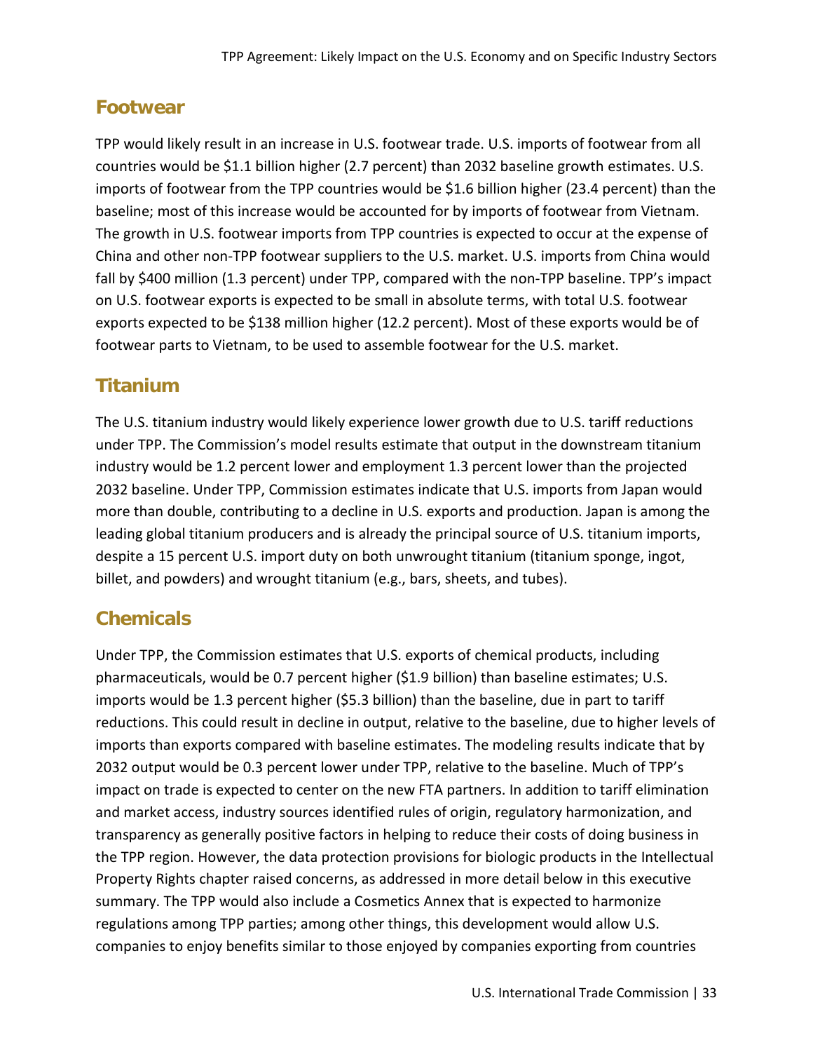## Footwear

TPP would likely result in an increase in U.S. footwear trade. U.S. imports of footwear from all countries would be $1.1 billion higher (2.7 percent) than 2032 baseline growth estimates. U.S. imports of footwear from the TPP countries would be $1.6 billion higher (23.4 percent) than the baseline; most of this increase would be accounted for by imports of footwear from Vietnam. The growth in U.S. footwear imports from TPP countries is expected to occur at the expense of China and other non-TPP footwear suppliers to the U.S. market. U.S. imports from China would fall by $400 million (1.3 percent) under TPP, compared with the non-TPP baseline. TPP's impact on U.S. footwear exports is expected to be small in absolute terms, with total U.S. footwear exports expected to be $138 million higher (12.2 percent). Most of these exports would be of footwear parts to Vietnam, to be used to assemble footwear for the U.S. market.

## Titanium

The U.S. titanium industry would likely experience lower growth due to U.S. tariff reductions under TPP. The Commission's model results estimate that output in the downstream titanium industry would be 1.2 percent lower and employment 1.3 percent lower than the projected 2032 baseline. Under TPP, Commission estimates indicate that U.S. imports from Japan would more than double, contributing to a decline in U.S. exports and production. Japan is among the leading global titanium producers and is already the principal source of U.S. titanium imports, despite a 15 percent U.S. import duty on both unwrought titanium (titanium sponge, ingot, billet, and powders) and wrought titanium (e.g., bars, sheets, and tubes).

## Chemicals

Under TPP, the Commission estimates that U.S. exports of chemical products, including pharmaceuticals, would be 0.7 percent higher ($1.9 billion) than baseline estimates; U.S. imports would be 1.3 percent higher ($5.3 billion) than the baseline, due in part to tariff reductions. This could result in decline in output, relative to the baseline, due to higher levels of imports than exports compared with baseline estimates. The modeling results indicate that by 2032 output would be 0.3 percent lower under TPP, relative to the baseline. Much of TPP's impact on trade is expected to center on the new FTA partners. In addition to tariff elimination and market access, industry sources identified rules of origin, regulatory harmonization, and transparency as generally positive factors in helping to reduce their costs of doing business in the TPP region. However, the data protection provisions for biologic products in the Intellectual Property Rights chapter raised concerns, as addressed in more detail below in this executive summary. The TPP would also include a Cosmetics Annex that is expected to harmonize regulations among TPP parties; among other things, this development would allow U.S. companies to enjoy benefits similar to those enjoyed by companies exporting from countries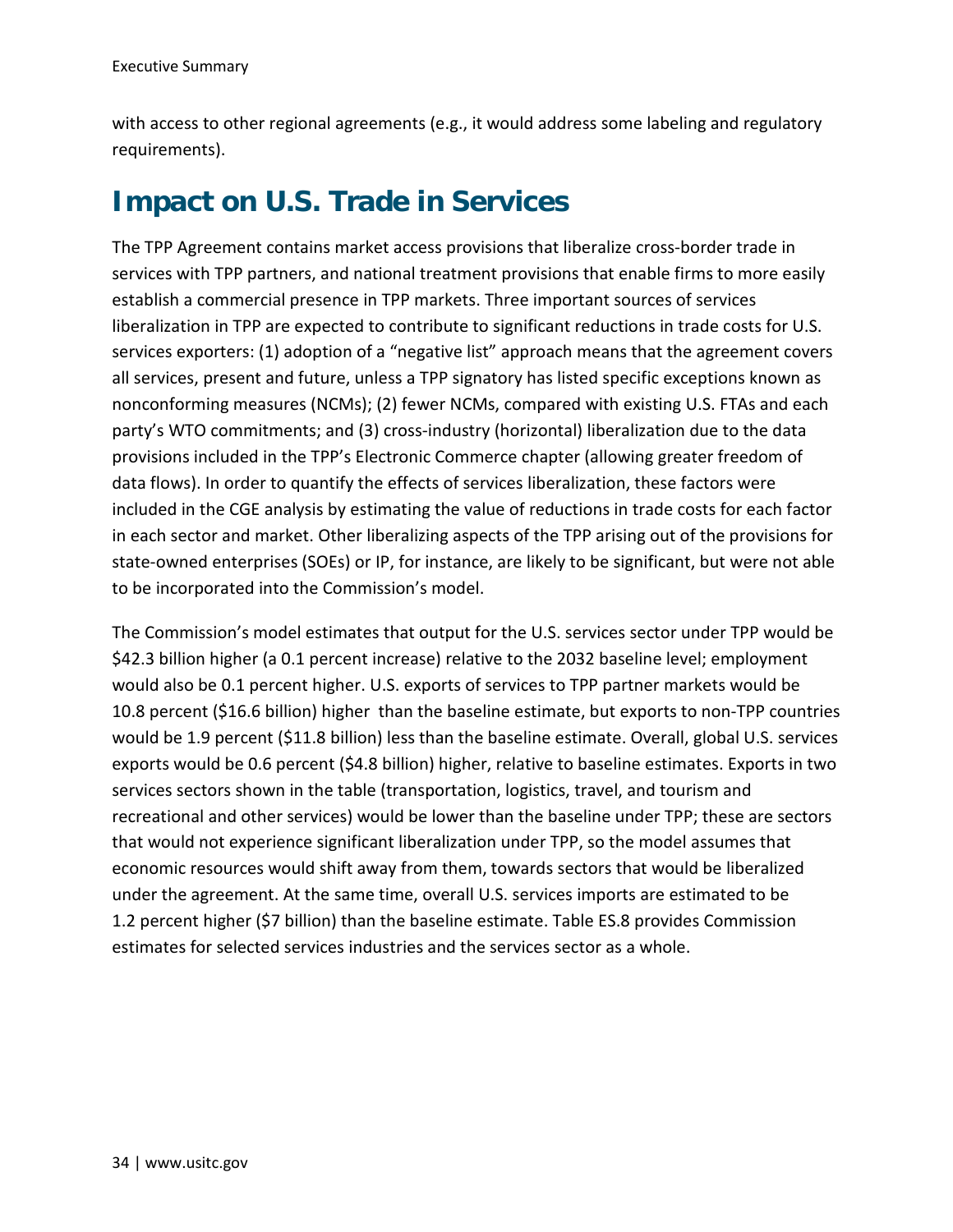with access to other regional agreements (e.g., it would address some labeling and regulatory requirements).

## Impact on U.S. Trade in Services

The TPP Agreement contains market access provisions that liberalize cross-border trade in services with TPP partners, and national treatment provisions that enable firms to more easily establish a commercial presence in TPP markets. Three important sources of services liberalization in TPP are expected to contribute to significant reductions in trade costs for U.S. services exporters: (1) adoption of a "negative list" approach means that the agreement covers all services, present and future, unless a TPP signatory has listed specific exceptions known as nonconforming measures (NCMs); (2) fewer NCMs, compared with existing U.S. FTAs and each party's WTO commitments; and (3) cross-industry (horizontal) liberalization due to the data provisions included in the TPP's Electronic Commerce chapter (allowing greater freedom of data flows). In order to quantify the effects of services liberalization, these factors were included in the CGE analysis by estimating the value of reductions in trade costs for each factor in each sector and market. Other liberalizing aspects of the TPP arising out of the provisions for state-owned enterprises (SOEs) or IP, for instance, are likely to be significant, but were not able to be incorporated into the Commission's model.

The Commission's model estimates that output for the U.S. services sector under TPP would be $42.3 billion higher (a 0.1 percent increase) relative to the 2032 baseline level; employment would also be 0.1 percent higher. U.S. exports of services to TPP partner markets would be 10.8 percent ($16.6 billion) higher than the baseline estimate, but exports to non-TPP countries would be 1.9 percent ($11.8 billion) less than the baseline estimate. Overall, global U.S. services exports would be 0.6 percent ($4.8 billion) higher, relative to baseline estimates. Exports in two services sectors shown in the table (transportation, logistics, travel, and tourism and recreational and other services) would be lower than the baseline under TPP; these are sectors that would not experience significant liberalization under TPP, so the model assumes that economic resources would shift away from them, towards sectors that would be liberalized under the agreement. At the same time, overall U.S. services imports are estimated to be 1.2 percent higher ($7 billion) than the baseline estimate. Table ES.8 provides Commission estimates for selected services industries and the services sector as a whole.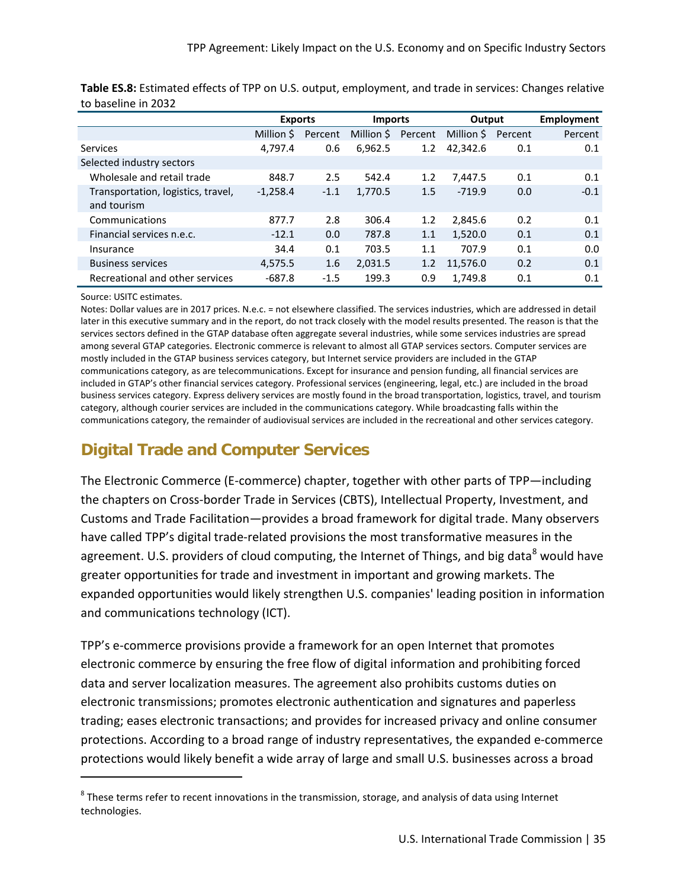**Table ES.8:** Estimated effects of TPP on U.S. output, employment, and trade in services: Changes relative to baseline in 2032

| | Exports | | Imports | | Output | | Employment |
|---|---|---|---|---|---|---|---|
| | Million $ | Percent | Million $ | Percent | Million $ | Percent | Percent |
| Services | 4,797.4 | 0.6 | 6,962.5 | 1.2 | 42,342.6 | 0.1 | 0.1 |
| Selected industry sectors | | | | | | | |
| Wholesale and retail trade | 848.7 | 2.5 | 542.4 | 1.2 | 7,447.5 | 0.1 | 0.1 |
| Transportation, logistics, travel, and tourism | -1,258.4 | -1.1 | 1,770.5 | 1.5 | -719.9 | 0.0 | -0.1 |
| Communications | 877.7 | 2.8 | 306.4 | 1.2 | 2,845.6 | 0.2 | 0.1 |
| Financial services n.e.c. | -12.1 | 0.0 | 787.8 | 1.1 | 1,520.0 | 0.1 | 0.1 |
| Insurance | 34.4 | 0.1 | 703.5 | 1.1 | 707.9 | 0.1 | 0.0 |
| Business services | 4,575.5 | 1.6 | 2,031.5 | 1.2 | 11,576.0 | 0.2 | 0.1 |
| Recreational and other services | -687.8 | -1.5 | 199.3 | 0.9 | 1,749.8 | 0.1 | 0.1 |

Source: USITC estimates.

Notes: Dollar values are in 2017 prices. N.e.c. = not elsewhere classified. The services industries, which are addressed in detail later in this executive summary and in the report, do not track closely with the model results presented. The reason is that the services sectors defined in the GTAP database often aggregate several industries, while some services industries are spread among several GTAP categories. Electronic commerce is relevant to almost all GTAP services sectors. Computer services are mostly included in the GTAP business services category, but Internet service providers are included in the GTAP communications category, as are telecommunications. Except for insurance and pension funding, all financial services are included in GTAP's other financial services category. Professional services (engineering, legal, etc.) are included in the broad business services category. Express delivery services are mostly found in the broad transportation, logistics, travel, and tourism category, although courier services are included in the communications category. While broadcasting falls within the communications category, the remainder of audiovisual services are included in the recreational and other services category.

## Digital Trade and Computer Services

The Electronic Commerce (E-commerce) chapter, together with other parts of TPP—including the chapters on Cross-border Trade in Services (CBTS), Intellectual Property, Investment, and Customs and Trade Facilitation—provides a broad framework for digital trade. Many observers have called TPP's digital trade-related provisions the most transformative measures in the agreement. U.S. providers of cloud computing, the Internet of Things, and big data[8] would have greater opportunities for trade and investment in important and growing markets. The expanded opportunities would likely strengthen U.S. companies' leading position in information and communications technology (ICT).

TPP's e-commerce provisions provide a framework for an open Internet that promotes electronic commerce by ensuring the free flow of digital information and prohibiting forced data and server localization measures. The agreement also prohibits customs duties on electronic transmissions; promotes electronic authentication and signatures and paperless trading; eases electronic transactions; and provides for increased privacy and online consumer protections. According to a broad range of industry representatives, the expanded e-commerce protections would likely benefit a wide array of large and small U.S. businesses across a broad

[8] These terms refer to recent innovations in the transmission, storage, and analysis of data using Internet technologies.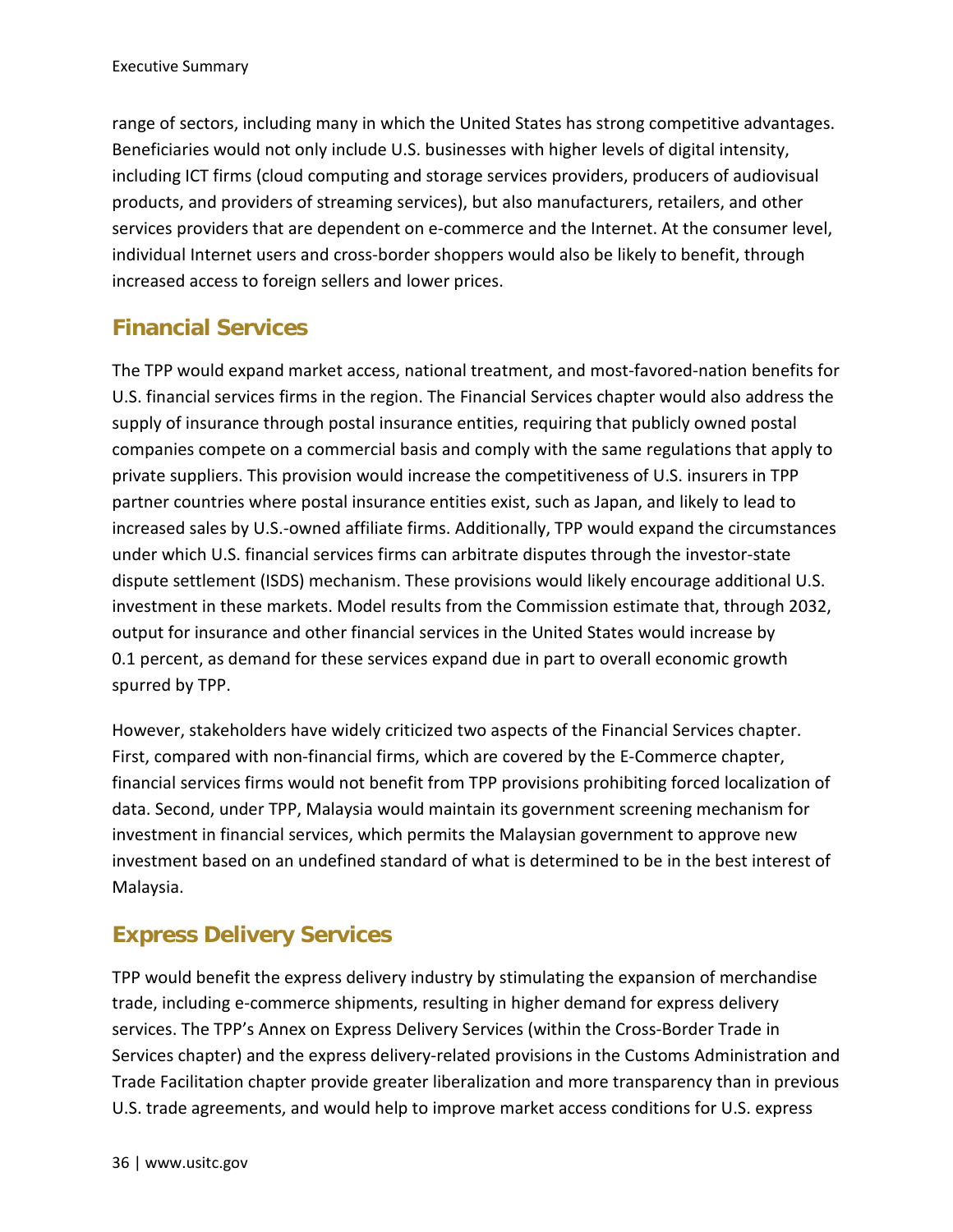range of sectors, including many in which the United States has strong competitive advantages. Beneficiaries would not only include U.S. businesses with higher levels of digital intensity, including ICT firms (cloud computing and storage services providers, producers of audiovisual products, and providers of streaming services), but also manufacturers, retailers, and other services providers that are dependent on e-commerce and the Internet. At the consumer level, individual Internet users and cross-border shoppers would also be likely to benefit, through increased access to foreign sellers and lower prices.

## Financial Services

The TPP would expand market access, national treatment, and most-favored-nation benefits for U.S. financial services firms in the region. The Financial Services chapter would also address the supply of insurance through postal insurance entities, requiring that publicly owned postal companies compete on a commercial basis and comply with the same regulations that apply to private suppliers. This provision would increase the competitiveness of U.S. insurers in TPP partner countries where postal insurance entities exist, such as Japan, and likely to lead to increased sales by U.S.-owned affiliate firms. Additionally, TPP would expand the circumstances under which U.S. financial services firms can arbitrate disputes through the investor-state dispute settlement (ISDS) mechanism. These provisions would likely encourage additional U.S. investment in these markets. Model results from the Commission estimate that, through 2032, output for insurance and other financial services in the United States would increase by 0.1 percent, as demand for these services expand due in part to overall economic growth spurred by TPP.

However, stakeholders have widely criticized two aspects of the Financial Services chapter. First, compared with non-financial firms, which are covered by the E-Commerce chapter, financial services firms would not benefit from TPP provisions prohibiting forced localization of data. Second, under TPP, Malaysia would maintain its government screening mechanism for investment in financial services, which permits the Malaysian government to approve new investment based on an undefined standard of what is determined to be in the best interest of Malaysia.

## Express Delivery Services

TPP would benefit the express delivery industry by stimulating the expansion of merchandise trade, including e-commerce shipments, resulting in higher demand for express delivery services. The TPP's Annex on Express Delivery Services (within the Cross-Border Trade in Services chapter) and the express delivery-related provisions in the Customs Administration and Trade Facilitation chapter provide greater liberalization and more transparency than in previous U.S. trade agreements, and would help to improve market access conditions for U.S. express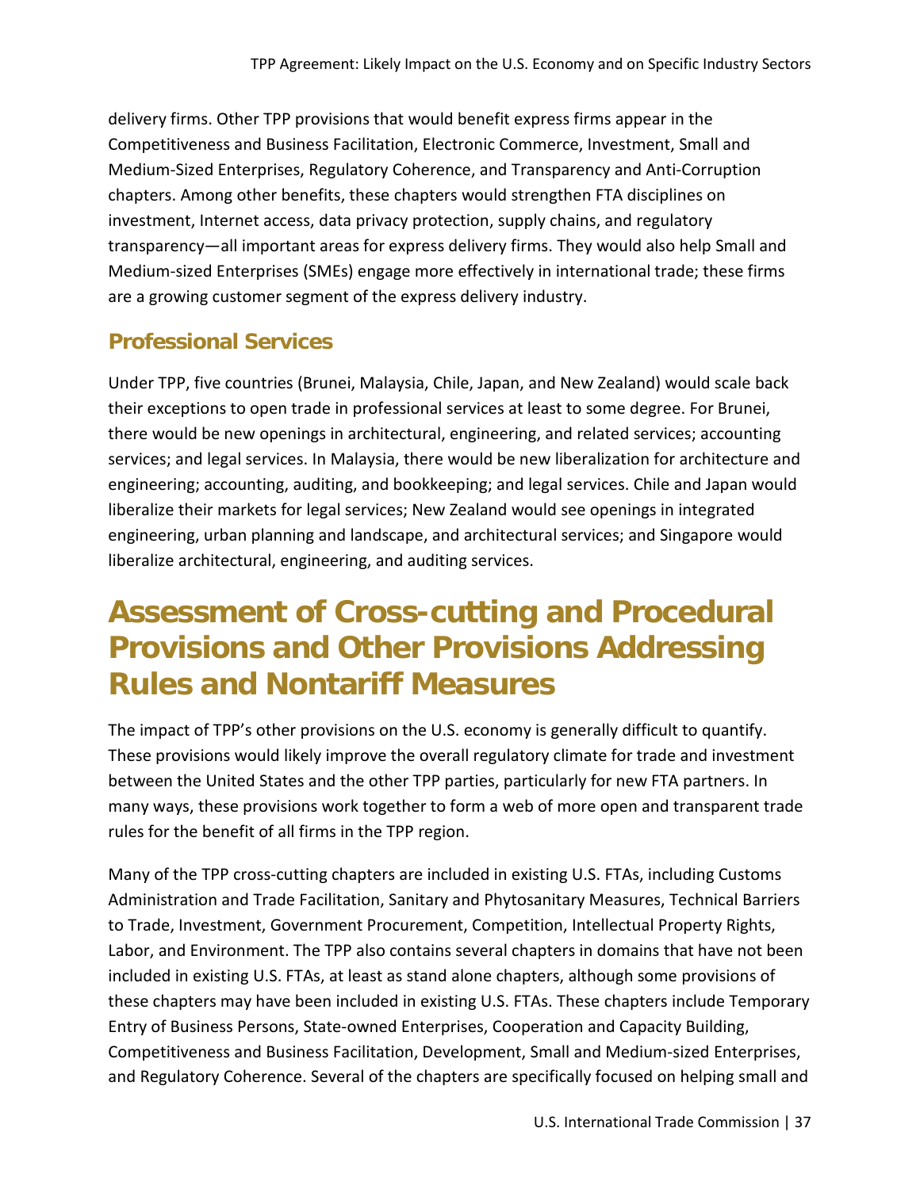delivery firms. Other TPP provisions that would benefit express firms appear in the Competitiveness and Business Facilitation, Electronic Commerce, Investment, Small and Medium-Sized Enterprises, Regulatory Coherence, and Transparency and Anti-Corruption chapters. Among other benefits, these chapters would strengthen FTA disciplines on investment, Internet access, data privacy protection, supply chains, and regulatory transparency—all important areas for express delivery firms. They would also help Small and Medium-sized Enterprises (SMEs) engage more effectively in international trade; these firms are a growing customer segment of the express delivery industry.

### Professional Services

Under TPP, five countries (Brunei, Malaysia, Chile, Japan, and New Zealand) would scale back their exceptions to open trade in professional services at least to some degree. For Brunei, there would be new openings in architectural, engineering, and related services; accounting services; and legal services. In Malaysia, there would be new liberalization for architecture and engineering; accounting, auditing, and bookkeeping; and legal services. Chile and Japan would liberalize their markets for legal services; New Zealand would see openings in integrated engineering, urban planning and landscape, and architectural services; and Singapore would liberalize architectural, engineering, and auditing services.

## Assessment of Cross-cutting and Procedural Provisions and Other Provisions Addressing Rules and Nontariff Measures

The impact of TPP's other provisions on the U.S. economy is generally difficult to quantify. These provisions would likely improve the overall regulatory climate for trade and investment between the United States and the other TPP parties, particularly for new FTA partners. In many ways, these provisions work together to form a web of more open and transparent trade rules for the benefit of all firms in the TPP region.

Many of the TPP cross-cutting chapters are included in existing U.S. FTAs, including Customs Administration and Trade Facilitation, Sanitary and Phytosanitary Measures, Technical Barriers to Trade, Investment, Government Procurement, Competition, Intellectual Property Rights, Labor, and Environment. The TPP also contains several chapters in domains that have not been included in existing U.S. FTAs, at least as stand alone chapters, although some provisions of these chapters may have been included in existing U.S. FTAs. These chapters include Temporary Entry of Business Persons, State-owned Enterprises, Cooperation and Capacity Building, Competitiveness and Business Facilitation, Development, Small and Medium-sized Enterprises, and Regulatory Coherence. Several of the chapters are specifically focused on helping small and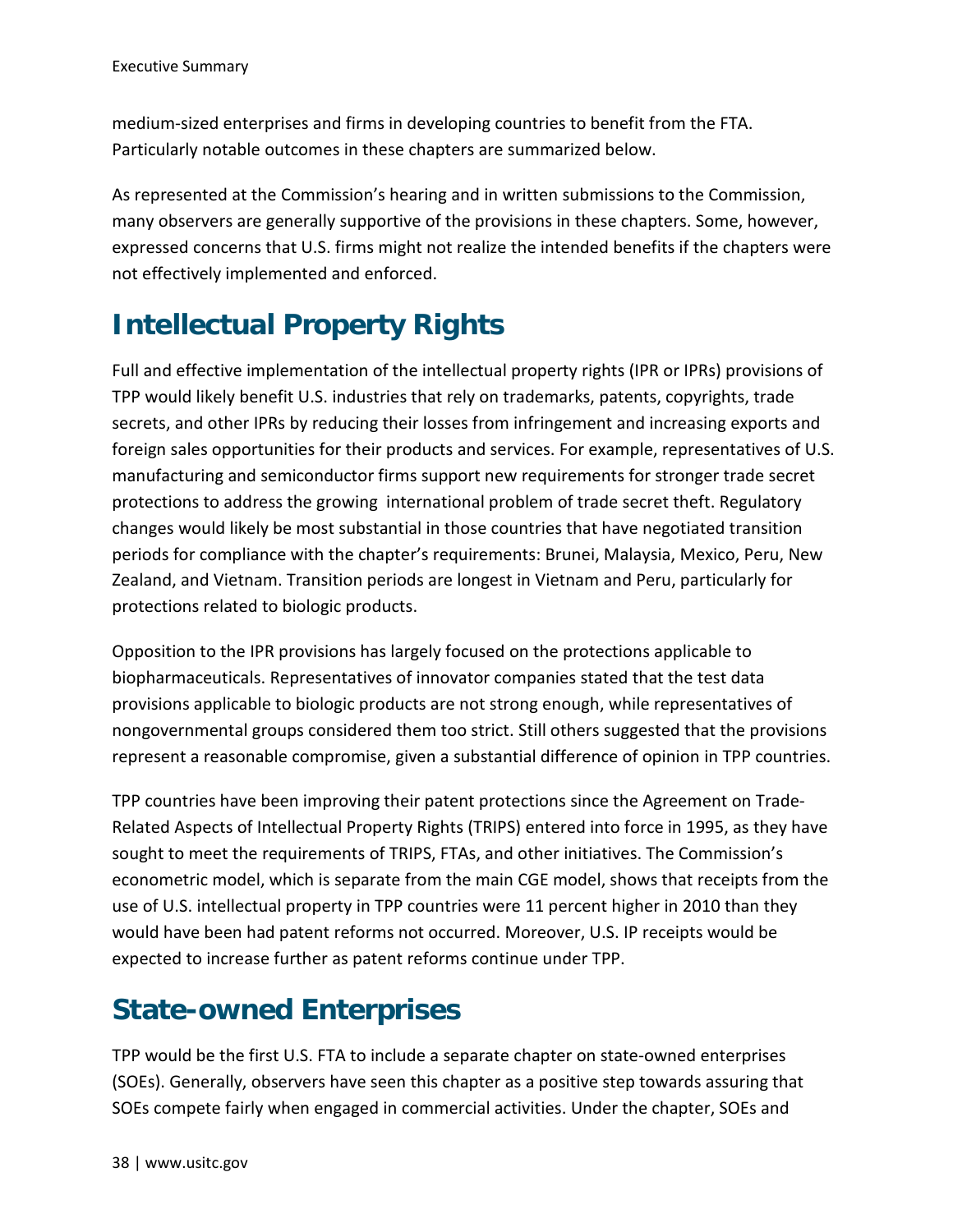medium-sized enterprises and firms in developing countries to benefit from the FTA. Particularly notable outcomes in these chapters are summarized below.

As represented at the Commission's hearing and in written submissions to the Commission, many observers are generally supportive of the provisions in these chapters. Some, however, expressed concerns that U.S. firms might not realize the intended benefits if the chapters were not effectively implemented and enforced.

## Intellectual Property Rights

Full and effective implementation of the intellectual property rights (IPR or IPRs) provisions of TPP would likely benefit U.S. industries that rely on trademarks, patents, copyrights, trade secrets, and other IPRs by reducing their losses from infringement and increasing exports and foreign sales opportunities for their products and services. For example, representatives of U.S. manufacturing and semiconductor firms support new requirements for stronger trade secret protections to address the growing international problem of trade secret theft. Regulatory changes would likely be most substantial in those countries that have negotiated transition periods for compliance with the chapter's requirements: Brunei, Malaysia, Mexico, Peru, New Zealand, and Vietnam. Transition periods are longest in Vietnam and Peru, particularly for protections related to biologic products.

Opposition to the IPR provisions has largely focused on the protections applicable to biopharmaceuticals. Representatives of innovator companies stated that the test data provisions applicable to biologic products are not strong enough, while representatives of nongovernmental groups considered them too strict. Still others suggested that the provisions represent a reasonable compromise, given a substantial difference of opinion in TPP countries.

TPP countries have been improving their patent protections since the Agreement on Trade-Related Aspects of Intellectual Property Rights (TRIPS) entered into force in 1995, as they have sought to meet the requirements of TRIPS, FTAs, and other initiatives. The Commission's econometric model, which is separate from the main CGE model, shows that receipts from the use of U.S. intellectual property in TPP countries were 11 percent higher in 2010 than they would have been had patent reforms not occurred. Moreover, U.S. IP receipts would be expected to increase further as patent reforms continue under TPP.

## State-owned Enterprises

TPP would be the first U.S. FTA to include a separate chapter on state-owned enterprises (SOEs). Generally, observers have seen this chapter as a positive step towards assuring that SOEs compete fairly when engaged in commercial activities. Under the chapter, SOEs and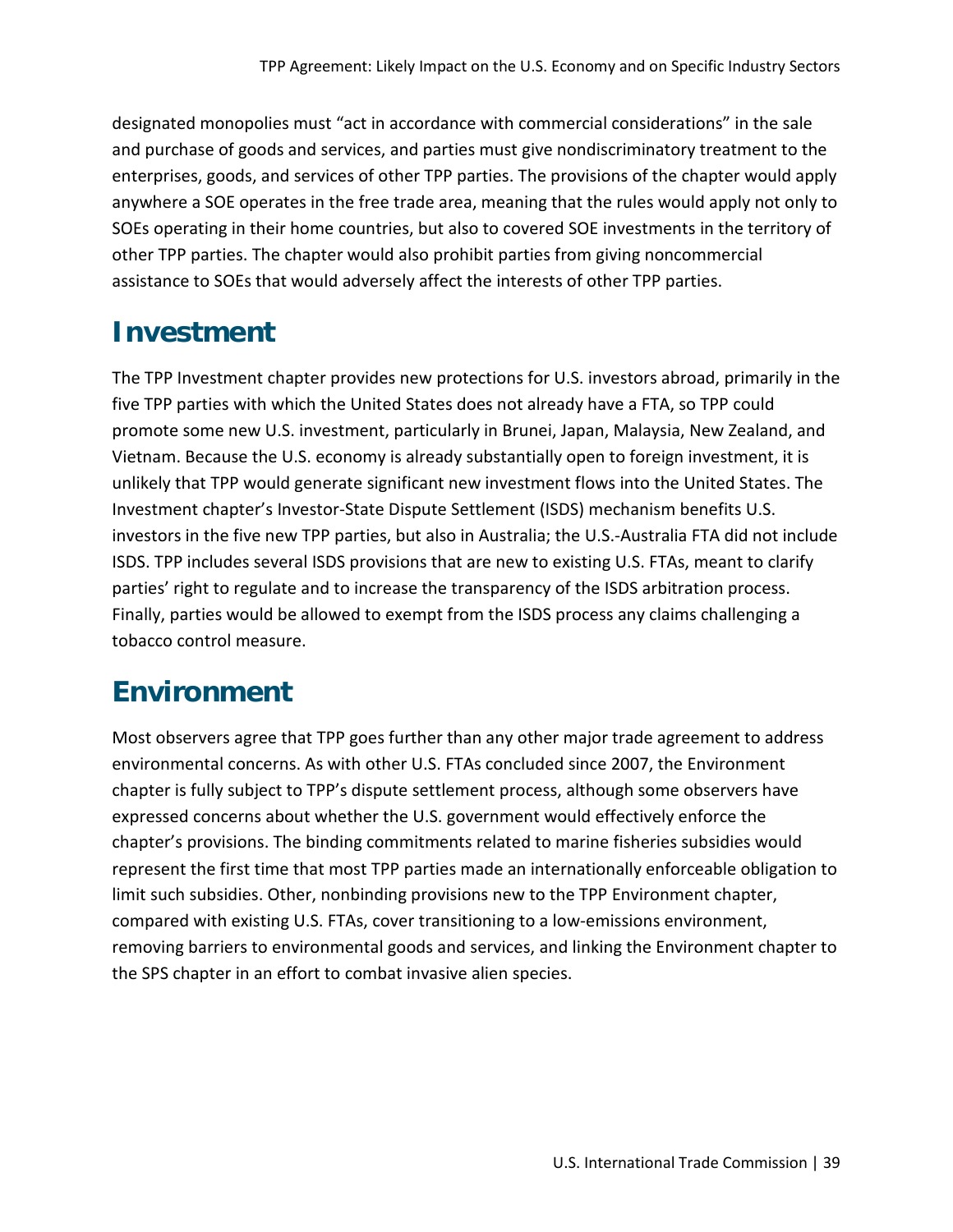designated monopolies must "act in accordance with commercial considerations" in the sale and purchase of goods and services, and parties must give nondiscriminatory treatment to the enterprises, goods, and services of other TPP parties. The provisions of the chapter would apply anywhere a SOE operates in the free trade area, meaning that the rules would apply not only to SOEs operating in their home countries, but also to covered SOE investments in the territory of other TPP parties. The chapter would also prohibit parties from giving noncommercial assistance to SOEs that would adversely affect the interests of other TPP parties.

## Investment

The TPP Investment chapter provides new protections for U.S. investors abroad, primarily in the five TPP parties with which the United States does not already have a FTA, so TPP could promote some new U.S. investment, particularly in Brunei, Japan, Malaysia, New Zealand, and Vietnam. Because the U.S. economy is already substantially open to foreign investment, it is unlikely that TPP would generate significant new investment flows into the United States. The Investment chapter's Investor-State Dispute Settlement (ISDS) mechanism benefits U.S. investors in the five new TPP parties, but also in Australia; the U.S.-Australia FTA did not include ISDS. TPP includes several ISDS provisions that are new to existing U.S. FTAs, meant to clarify parties' right to regulate and to increase the transparency of the ISDS arbitration process. Finally, parties would be allowed to exempt from the ISDS process any claims challenging a tobacco control measure.

## Environment

Most observers agree that TPP goes further than any other major trade agreement to address environmental concerns. As with other U.S. FTAs concluded since 2007, the Environment chapter is fully subject to TPP's dispute settlement process, although some observers have expressed concerns about whether the U.S. government would effectively enforce the chapter's provisions. The binding commitments related to marine fisheries subsidies would represent the first time that most TPP parties made an internationally enforceable obligation to limit such subsidies. Other, nonbinding provisions new to the TPP Environment chapter, compared with existing U.S. FTAs, cover transitioning to a low-emissions environment, removing barriers to environmental goods and services, and linking the Environment chapter to the SPS chapter in an effort to combat invasive alien species.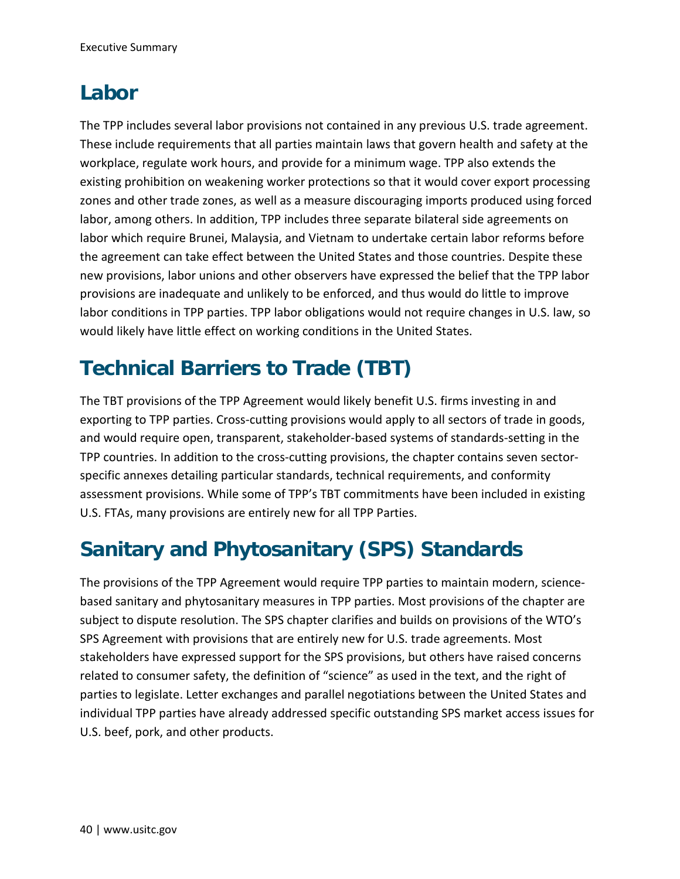## Labor

The TPP includes several labor provisions not contained in any previous U.S. trade agreement. These include requirements that all parties maintain laws that govern health and safety at the workplace, regulate work hours, and provide for a minimum wage. TPP also extends the existing prohibition on weakening worker protections so that it would cover export processing zones and other trade zones, as well as a measure discouraging imports produced using forced labor, among others. In addition, TPP includes three separate bilateral side agreements on labor which require Brunei, Malaysia, and Vietnam to undertake certain labor reforms before the agreement can take effect between the United States and those countries. Despite these new provisions, labor unions and other observers have expressed the belief that the TPP labor provisions are inadequate and unlikely to be enforced, and thus would do little to improve labor conditions in TPP parties. TPP labor obligations would not require changes in U.S. law, so would likely have little effect on working conditions in the United States.

## Technical Barriers to Trade (TBT)

The TBT provisions of the TPP Agreement would likely benefit U.S. firms investing in and exporting to TPP parties. Cross-cutting provisions would apply to all sectors of trade in goods, and would require open, transparent, stakeholder-based systems of standards-setting in the TPP countries. In addition to the cross-cutting provisions, the chapter contains seven sector-specific annexes detailing particular standards, technical requirements, and conformity assessment provisions. While some of TPP's TBT commitments have been included in existing U.S. FTAs, many provisions are entirely new for all TPP Parties.

## Sanitary and Phytosanitary (SPS) Standards

The provisions of the TPP Agreement would require TPP parties to maintain modern, science-based sanitary and phytosanitary measures in TPP parties. Most provisions of the chapter are subject to dispute resolution. The SPS chapter clarifies and builds on provisions of the WTO's SPS Agreement with provisions that are entirely new for U.S. trade agreements. Most stakeholders have expressed support for the SPS provisions, but others have raised concerns related to consumer safety, the definition of "science" as used in the text, and the right of parties to legislate. Letter exchanges and parallel negotiations between the United States and individual TPP parties have already addressed specific outstanding SPS market access issues for U.S. beef, pork, and other products.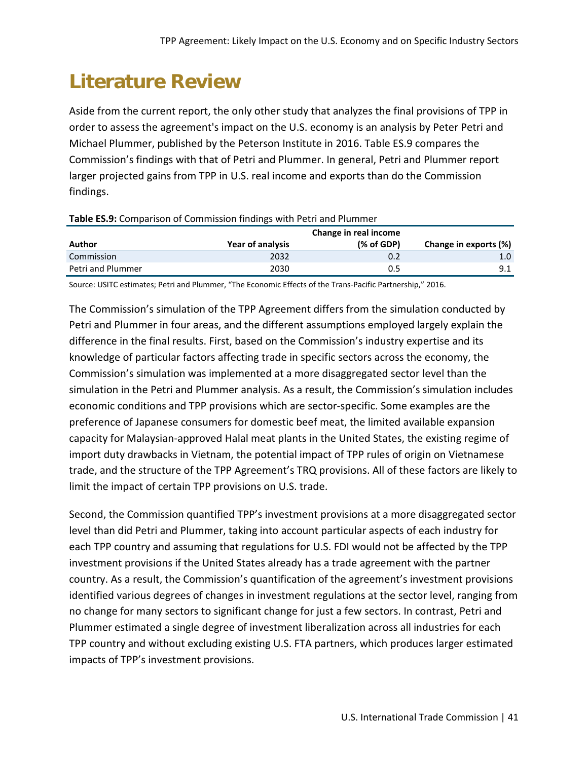# Literature Review

Aside from the current report, the only other study that analyzes the final provisions of TPP in order to assess the agreement's impact on the U.S. economy is an analysis by Peter Petri and Michael Plummer, published by the Peterson Institute in 2016. Table ES.9 compares the Commission's findings with that of Petri and Plummer. In general, Petri and Plummer report larger projected gains from TPP in U.S. real income and exports than do the Commission findings.

**Table ES.9:** Comparison of Commission findings with Petri and Plummer

| Author | Year of analysis | Change in real income (% of GDP) | Change in exports (%) |
|---|---|---|---|
| Commission | 2032 | 0.2 | 1.0 |
| Petri and Plummer | 2030 | 0.5 | 9.1 |

Source: USITC estimates; Petri and Plummer, "The Economic Effects of the Trans-Pacific Partnership," 2016.

The Commission's simulation of the TPP Agreement differs from the simulation conducted by Petri and Plummer in four areas, and the different assumptions employed largely explain the difference in the final results. First, based on the Commission's industry expertise and its knowledge of particular factors affecting trade in specific sectors across the economy, the Commission's simulation was implemented at a more disaggregated sector level than the simulation in the Petri and Plummer analysis. As a result, the Commission's simulation includes economic conditions and TPP provisions which are sector-specific. Some examples are the preference of Japanese consumers for domestic beef meat, the limited available expansion capacity for Malaysian-approved Halal meat plants in the United States, the existing regime of import duty drawbacks in Vietnam, the potential impact of TPP rules of origin on Vietnamese trade, and the structure of the TPP Agreement's TRQ provisions. All of these factors are likely to limit the impact of certain TPP provisions on U.S. trade.

Second, the Commission quantified TPP's investment provisions at a more disaggregated sector level than did Petri and Plummer, taking into account particular aspects of each industry for each TPP country and assuming that regulations for U.S. FDI would not be affected by the TPP investment provisions if the United States already has a trade agreement with the partner country. As a result, the Commission's quantification of the agreement's investment provisions identified various degrees of changes in investment regulations at the sector level, ranging from no change for many sectors to significant change for just a few sectors. In contrast, Petri and Plummer estimated a single degree of investment liberalization across all industries for each TPP country and without excluding existing U.S. FTA partners, which produces larger estimated impacts of TPP's investment provisions.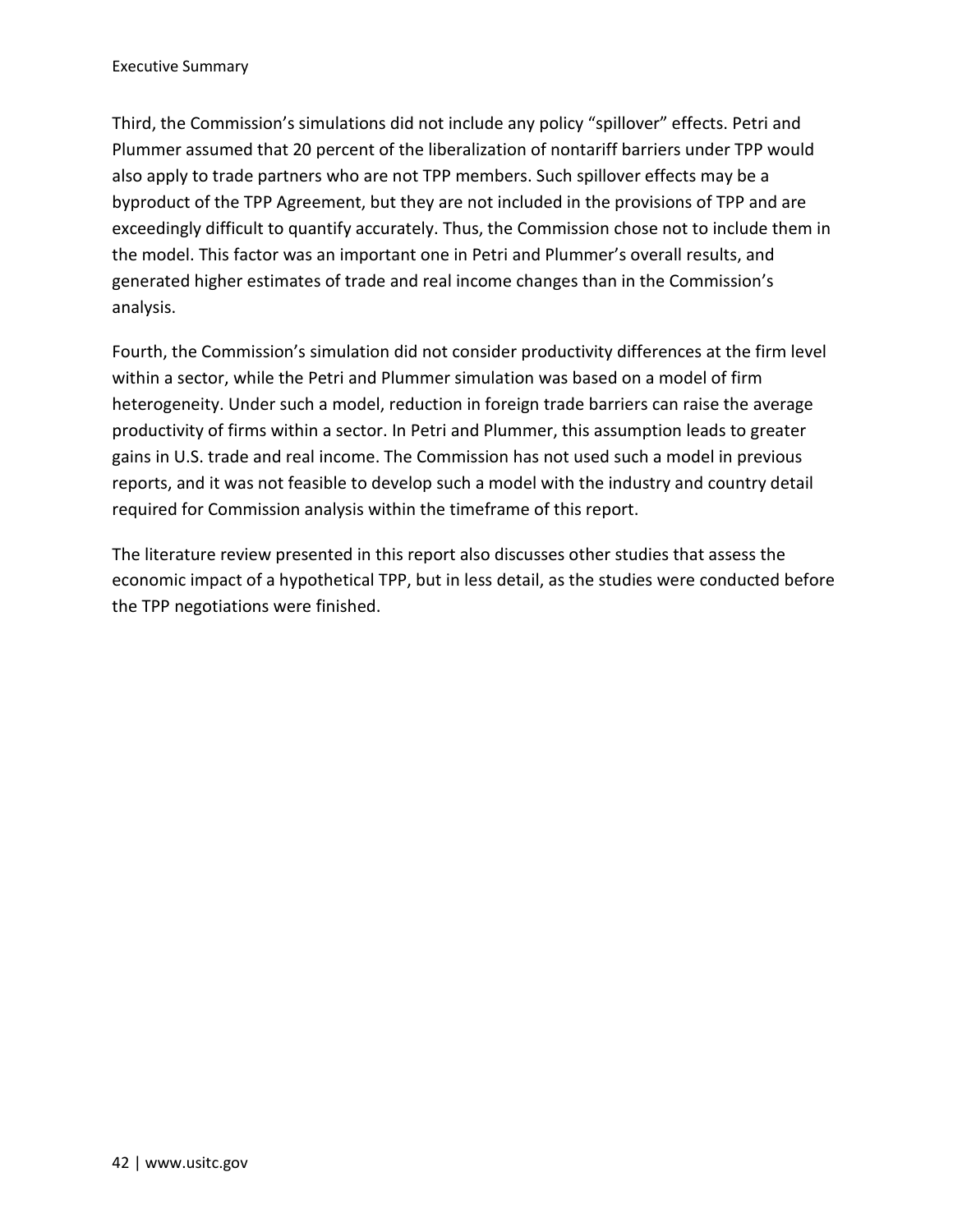Third, the Commission's simulations did not include any policy "spillover" effects. Petri and Plummer assumed that 20 percent of the liberalization of nontariff barriers under TPP would also apply to trade partners who are not TPP members. Such spillover effects may be a byproduct of the TPP Agreement, but they are not included in the provisions of TPP and are exceedingly difficult to quantify accurately. Thus, the Commission chose not to include them in the model. This factor was an important one in Petri and Plummer's overall results, and generated higher estimates of trade and real income changes than in the Commission's analysis.

Fourth, the Commission's simulation did not consider productivity differences at the firm level within a sector, while the Petri and Plummer simulation was based on a model of firm heterogeneity. Under such a model, reduction in foreign trade barriers can raise the average productivity of firms within a sector. In Petri and Plummer, this assumption leads to greater gains in U.S. trade and real income. The Commission has not used such a model in previous reports, and it was not feasible to develop such a model with the industry and country detail required for Commission analysis within the timeframe of this report.

The literature review presented in this report also discusses other studies that assess the economic impact of a hypothetical TPP, but in less detail, as the studies were conducted before the TPP negotiations were finished.